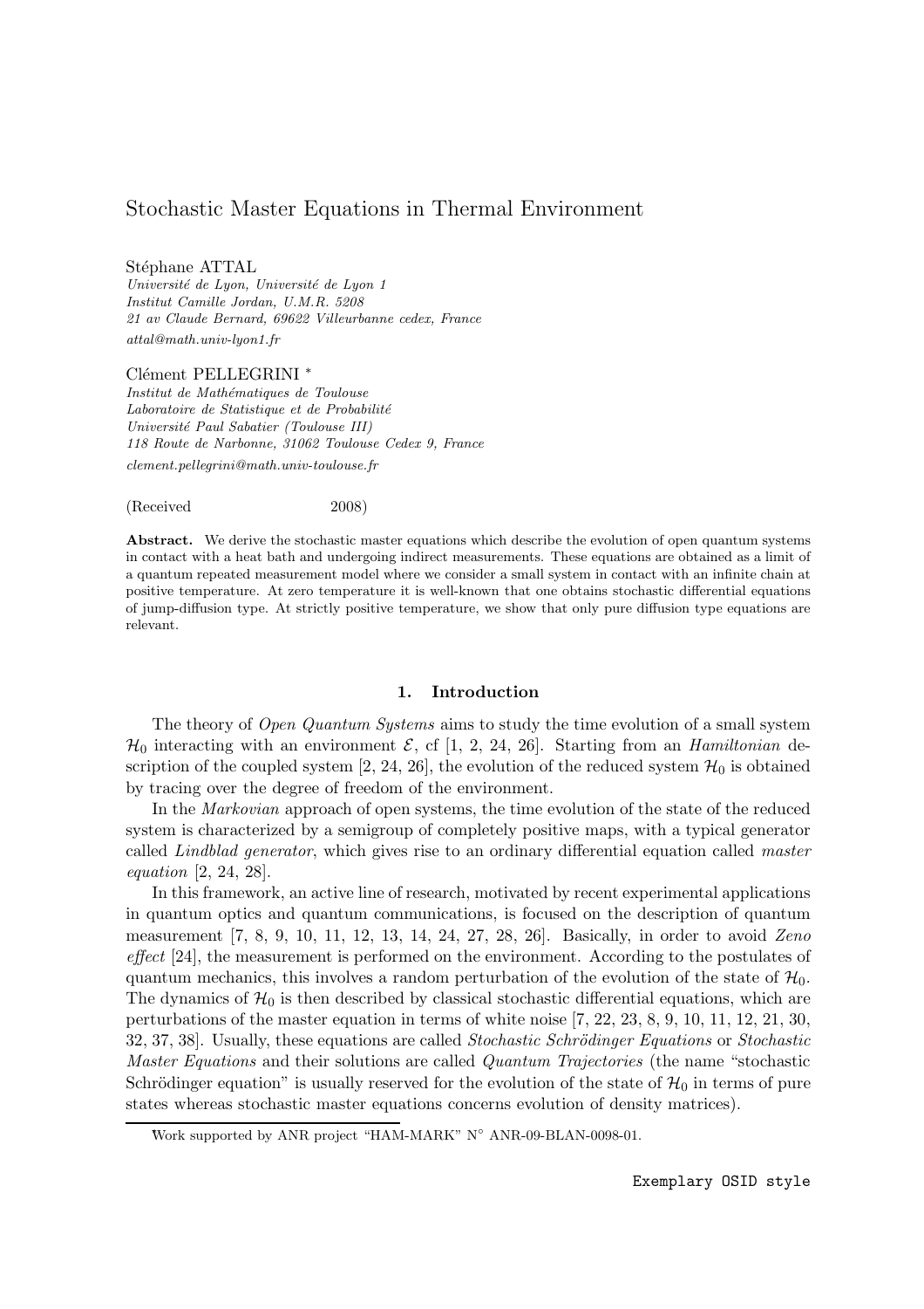# Stochastic Master Equations in Thermal Environment

Stéphane ATTAL

*Université de Lyon, Université de Lyon 1*
*Institut Camille Jordan, U.M.R. 5208*
*21 av Claude Bernard, 69622 Villeurbanne cedex, France*
*attal@math.univ-lyon1.fr*

Clément PELLEGRINI *

*Institut de Mathématiques de Toulouse*
*Laboratoire de Statistique et de Probabilité*
*Université Paul Sabatier (Toulouse III)*
*118 Route de Narbonne, 31062 Toulouse Cedex 9, France*
*clement.pellegrini@math.univ-toulouse.fr*

(Received 2008)

**Abstract.** We derive the stochastic master equations which describe the evolution of open quantum systems in contact with a heat bath and undergoing indirect measurements. These equations are obtained as a limit of a quantum repeated measurement model where we consider a small system in contact with an infinite chain at positive temperature. At zero temperature it is well-known that one obtains stochastic differential equations of jump-diffusion type. At strictly positive temperature, we show that only pure diffusion type equations are relevant.

## 1. Introduction

The theory of *Open Quantum Systems* aims to study the time evolution of a small system $\mathcal{H}_0$ interacting with an environment $\mathcal{E}$, cf [1, 2, 24, 26]. Starting from an *Hamiltonian* description of the coupled system [2, 24, 26], the evolution of the reduced system $\mathcal{H}_0$ is obtained by tracing over the degree of freedom of the environment.

In the *Markovian* approach of open systems, the time evolution of the state of the reduced system is characterized by a semigroup of completely positive maps, with a typical generator called *Lindblad generator*, which gives rise to an ordinary differential equation called *master equation* [2, 24, 28].

In this framework, an active line of research, motivated by recent experimental applications in quantum optics and quantum communications, is focused on the description of quantum measurement [7, 8, 9, 10, 11, 12, 13, 14, 24, 27, 28, 26]. Basically, in order to avoid *Zeno effect* [24], the measurement is performed on the environment. According to the postulates of quantum mechanics, this involves a random perturbation of the evolution of the state of $\mathcal{H}_0$. The dynamics of $\mathcal{H}_0$ is then described by classical stochastic differential equations, which are perturbations of the master equation in terms of white noise [7, 22, 23, 8, 9, 10, 11, 12, 21, 30, 32, 37, 38]. Usually, these equations are called *Stochastic Schrödinger Equations* or *Stochastic Master Equations* and their solutions are called *Quantum Trajectories* (the name "stochastic Schrödinger equation" is usually reserved for the evolution of the state of $\mathcal{H}_0$ in terms of pure states whereas stochastic master equations concerns evolution of density matrices).

Work supported by ANR project "HAM-MARK" N° ANR-09-BLAN-0098-01.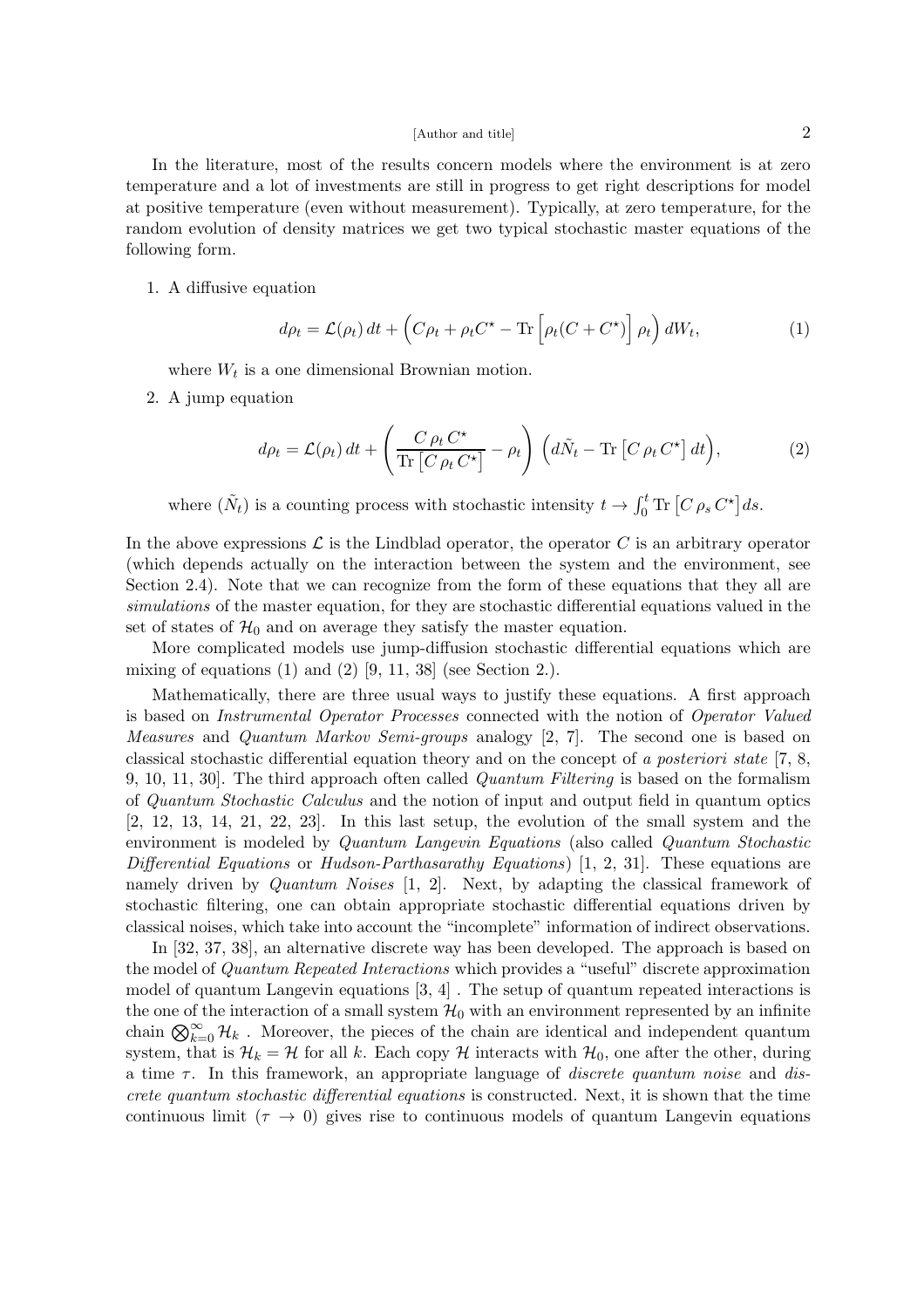In the literature, most of the results concern models where the environment is at zero temperature and a lot of investments are still in progress to get right descriptions for model at positive temperature (even without measurement). Typically, at zero temperature, for the random evolution of density matrices we get two typical stochastic master equations of the following form.

1. A diffusive equation

$$d\rho_t = \mathcal{L}(\rho_t)\,dt + \Big(C\rho_t + \rho_t C^\star - \mathrm{Tr}\Big[\rho_t(C+C^\star)\Big]\,\rho_t\Big)\,dW_t, \tag{1}$$

where $W_t$ is a one dimensional Brownian motion.

2. A jump equation

$$d\rho_t = \mathcal{L}(\rho_t)\,dt + \left(\frac{C\,\rho_t\,C^\star}{\mathrm{Tr}\left[C\,\rho_t\,C^\star\right]} - \rho_t\right)\,\Big(d\tilde{N}_t - \mathrm{Tr}\left[C\,\rho_t\,C^\star\right]dt\Big), \tag{2}$$

where $(\tilde{N}_t)$ is a counting process with stochastic intensity $t \to \int_0^t \mathrm{Tr}\left[C\,\rho_s\,C^\star\right]ds$.

In the above expressions $\mathcal{L}$ is the Lindblad operator, the operator $C$ is an arbitrary operator (which depends actually on the interaction between the system and the environment, see Section 2.4). Note that we can recognize from the form of these equations that they all are *simulations* of the master equation, for they are stochastic differential equations valued in the set of states of $\mathcal{H}_0$ and on average they satisfy the master equation.

More complicated models use jump-diffusion stochastic differential equations which are mixing of equations (1) and (2) [9, 11, 38] (see Section 2.).

Mathematically, there are three usual ways to justify these equations. A first approach is based on *Instrumental Operator Processes* connected with the notion of *Operator Valued Measures* and *Quantum Markov Semi-groups* analogy [2, 7]. The second one is based on classical stochastic differential equation theory and on the concept of *a posteriori state* [7, 8, 9, 10, 11, 30]. The third approach often called *Quantum Filtering* is based on the formalism of *Quantum Stochastic Calculus* and the notion of input and output field in quantum optics [2, 12, 13, 14, 21, 22, 23]. In this last setup, the evolution of the small system and the environment is modeled by *Quantum Langevin Equations* (also called *Quantum Stochastic Differential Equations* or *Hudson-Parthasarathy Equations*) [1, 2, 31]. These equations are namely driven by *Quantum Noises* [1, 2]. Next, by adapting the classical framework of stochastic filtering, one can obtain appropriate stochastic differential equations driven by classical noises, which take into account the "incomplete" information of indirect observations.

In [32, 37, 38], an alternative discrete way has been developed. The approach is based on the model of *Quantum Repeated Interactions* which provides a "useful" discrete approximation model of quantum Langevin equations [3, 4] . The setup of quantum repeated interactions is the one of the interaction of a small system $\mathcal{H}_0$ with an environment represented by an infinite chain $\bigotimes_{k=0}^{\infty}\mathcal{H}_k$ . Moreover, the pieces of the chain are identical and independent quantum system, that is $\mathcal{H}_k = \mathcal{H}$ for all $k$. Each copy $\mathcal{H}$ interacts with $\mathcal{H}_0$, one after the other, during a time $\tau$. In this framework, an appropriate language of *discrete quantum noise* and *discrete quantum stochastic differential equations* is constructed. Next, it is shown that the time continuous limit ($\tau \to 0$) gives rise to continuous models of quantum Langevin equations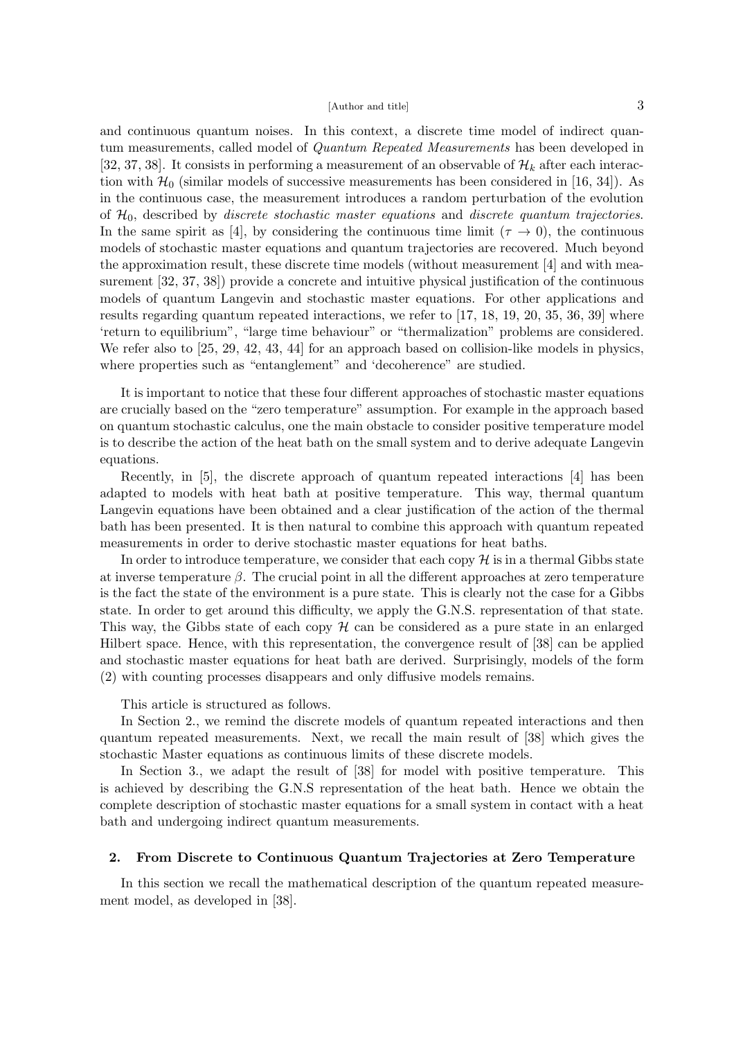and continuous quantum noises. In this context, a discrete time model of indirect quantum measurements, called model of *Quantum Repeated Measurements* has been developed in [32, 37, 38]. It consists in performing a measurement of an observable of $\mathcal{H}_k$ after each interaction with $\mathcal{H}_0$ (similar models of successive measurements has been considered in [16, 34]). As in the continuous case, the measurement introduces a random perturbation of the evolution of $\mathcal{H}_0$, described by *discrete stochastic master equations* and *discrete quantum trajectories*. In the same spirit as [4], by considering the continuous time limit ($\tau \to 0$), the continuous models of stochastic master equations and quantum trajectories are recovered. Much beyond the approximation result, these discrete time models (without measurement [4] and with measurement [32, 37, 38]) provide a concrete and intuitive physical justification of the continuous models of quantum Langevin and stochastic master equations. For other applications and results regarding quantum repeated interactions, we refer to [17, 18, 19, 20, 35, 36, 39] where 'return to equilibrium", "large time behaviour" or "thermalization" problems are considered. We refer also to [25, 29, 42, 43, 44] for an approach based on collision-like models in physics, where properties such as "entanglement" and 'decoherence" are studied.

It is important to notice that these four different approaches of stochastic master equations are crucially based on the "zero temperature" assumption. For example in the approach based on quantum stochastic calculus, one the main obstacle to consider positive temperature model is to describe the action of the heat bath on the small system and to derive adequate Langevin equations.

Recently, in [5], the discrete approach of quantum repeated interactions [4] has been adapted to models with heat bath at positive temperature. This way, thermal quantum Langevin equations have been obtained and a clear justification of the action of the thermal bath has been presented. It is then natural to combine this approach with quantum repeated measurements in order to derive stochastic master equations for heat baths.

In order to introduce temperature, we consider that each copy $\mathcal{H}$ is in a thermal Gibbs state at inverse temperature $\beta$. The crucial point in all the different approaches at zero temperature is the fact the state of the environment is a pure state. This is clearly not the case for a Gibbs state. In order to get around this difficulty, we apply the G.N.S. representation of that state. This way, the Gibbs state of each copy $\mathcal{H}$ can be considered as a pure state in an enlarged Hilbert space. Hence, with this representation, the convergence result of [38] can be applied and stochastic master equations for heat bath are derived. Surprisingly, models of the form (2) with counting processes disappears and only diffusive models remains.

This article is structured as follows.

In Section 2., we remind the discrete models of quantum repeated interactions and then quantum repeated measurements. Next, we recall the main result of [38] which gives the stochastic Master equations as continuous limits of these discrete models.

In Section 3., we adapt the result of [38] for model with positive temperature. This is achieved by describing the G.N.S representation of the heat bath. Hence we obtain the complete description of stochastic master equations for a small system in contact with a heat bath and undergoing indirect quantum measurements.

## 2. From Discrete to Continuous Quantum Trajectories at Zero Temperature

In this section we recall the mathematical description of the quantum repeated measurement model, as developed in [38].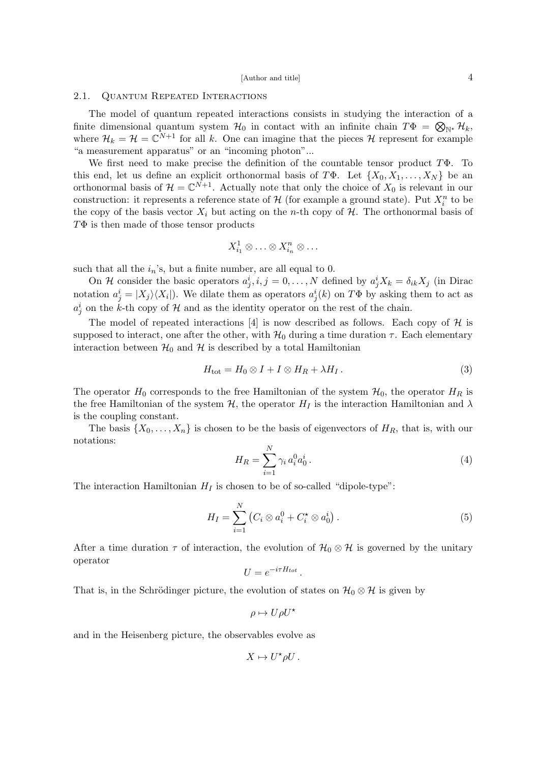### 2.1. Quantum Repeated Interactions

The model of quantum repeated interactions consists in studying the interaction of a finite dimensional quantum system $\mathcal{H}_0$ in contact with an infinite chain $T\Phi = \bigotimes_{\mathbb{N}^\star} \mathcal{H}_k$, where $\mathcal{H}_k = \mathcal{H} = \mathbb{C}^{N+1}$ for all $k$. One can imagine that the pieces $\mathcal{H}$ represent for example "a measurement apparatus" or an "incoming photon"...

We first need to make precise the definition of the countable tensor product $T\Phi$. To this end, let us define an explicit orthonormal basis of $T\Phi$. Let $\{X_0, X_1, \ldots, X_N\}$ be an orthonormal basis of $\mathcal{H} = \mathbb{C}^{N+1}$. Actually note that only the choice of $X_0$ is relevant in our construction: it represents a reference state of $\mathcal{H}$ (for example a ground state). Put $X_i^n$ to be the copy of the basis vector $X_i$ but acting on the $n$-th copy of $\mathcal{H}$. The orthonormal basis of $T\Phi$ is then made of those tensor products

$$X^1_{i_1} \otimes \ldots \otimes X^n_{i_n} \otimes \ldots$$

such that all the $i_n$'s, but a finite number, are all equal to 0.

On $\mathcal{H}$ consider the basic operators $a^i_j, i, j = 0, \ldots, N$ defined by $a^i_j X_k = \delta_{ik} X_j$ (in Dirac notation $a^i_j = |X_j\rangle\langle X_i|$). We dilate them as operators $a^i_j(k)$ on $T\Phi$ by asking them to act as $a^i_j$ on the $k$-th copy of $\mathcal{H}$ and as the identity operator on the rest of the chain.

The model of repeated interactions [4] is now described as follows. Each copy of $\mathcal{H}$ is supposed to interact, one after the other, with $\mathcal{H}_0$ during a time duration $\tau$. Each elementary interaction between $\mathcal{H}_0$ and $\mathcal{H}$ is described by a total Hamiltonian

$$H_{\text{tot}} = H_0 \otimes I + I \otimes H_R + \lambda H_I \,. \tag{3}$$

The operator $H_0$ corresponds to the free Hamiltonian of the system $\mathcal{H}_0$, the operator $H_R$ is the free Hamiltonian of the system $\mathcal{H}$, the operator $H_I$ is the interaction Hamiltonian and $\lambda$ is the coupling constant.

The basis $\{X_0, \ldots, X_n\}$ is chosen to be the basis of eigenvectors of $H_R$, that is, with our notations:

$$H_R = \sum_{i=1}^{N} \gamma_i \, a^0_i a^i_0 \,. \tag{4}$$

The interaction Hamiltonian $H_I$ is chosen to be of so-called "dipole-type":

$$H_I = \sum_{i=1}^{N} \left( C_i \otimes a^0_i + C_i^\star \otimes a^i_0 \right) . \tag{5}$$

After a time duration $\tau$ of interaction, the evolution of $\mathcal{H}_0 \otimes \mathcal{H}$ is governed by the unitary operator

$$U = e^{-i\tau H_{tot}} \,.$$

That is, in the Schrödinger picture, the evolution of states on $\mathcal{H}_0 \otimes \mathcal{H}$ is given by

$$\rho \mapsto U \rho U^\star$$

and in the Heisenberg picture, the observables evolve as

$$X \mapsto U^\star \rho U \,.$$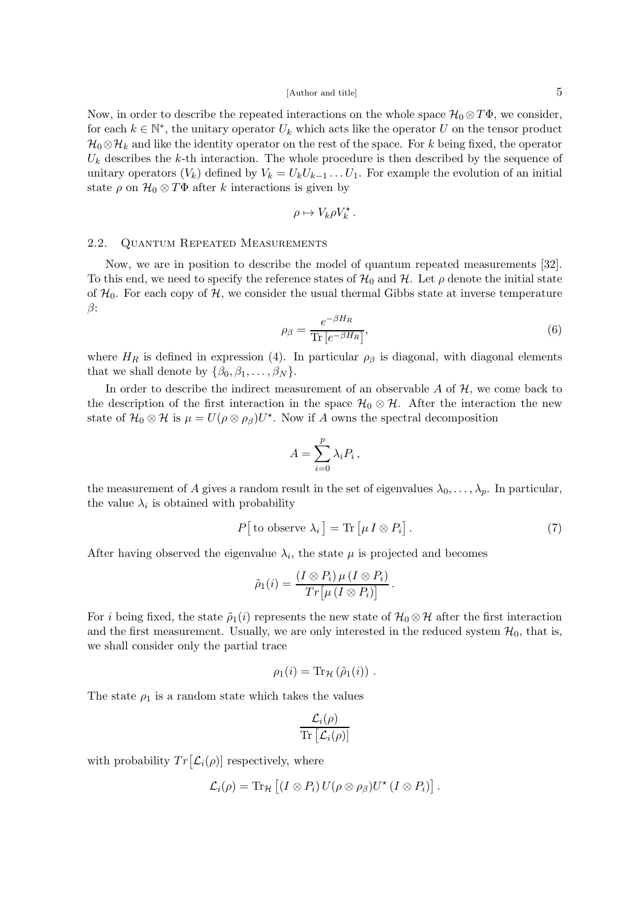Now, in order to describe the repeated interactions on the whole space $\mathcal{H}_0 \otimes T\Phi$, we consider, for each $k \in \mathbb{N}^*$, the unitary operator $U_k$ which acts like the operator $U$ on the tensor product $\mathcal{H}_0 \otimes \mathcal{H}_k$ and like the identity operator on the rest of the space. For $k$ being fixed, the operator $U_k$ describes the $k$-th interaction. The whole procedure is then described by the sequence of unitary operators $(V_k)$ defined by $V_k = U_k U_{k-1} \dots U_1$. For example the evolution of an initial state $\rho$ on $\mathcal{H}_0 \otimes T\Phi$ after $k$ interactions is given by

$$\rho \mapsto V_k \rho V_k^\star .$$

### 2.2. Quantum Repeated Measurements

Now, we are in position to describe the model of quantum repeated measurements [32]. To this end, we need to specify the reference states of $\mathcal{H}_0$ and $\mathcal{H}$. Let $\rho$ denote the initial state of $\mathcal{H}_0$. For each copy of $\mathcal{H}$, we consider the usual thermal Gibbs state at inverse temperature $\beta$:

$$\rho_\beta = \frac{e^{-\beta H_R}}{\mathrm{Tr}\left[e^{-\beta H_R}\right]}, \tag{6}$$

where $H_R$ is defined in expression (4). In particular $\rho_\beta$ is diagonal, with diagonal elements that we shall denote by $\{\beta_0, \beta_1, \dots, \beta_N\}$.

In order to describe the indirect measurement of an observable $A$ of $\mathcal{H}$, we come back to the description of the first interaction in the space $\mathcal{H}_0 \otimes \mathcal{H}$. After the interaction the new state of $\mathcal{H}_0 \otimes \mathcal{H}$ is $\mu = U(\rho \otimes \rho_\beta)U^\star$. Now if $A$ owns the spectral decomposition

$$A = \sum_{i=0}^{p} \lambda_i P_i ,$$

the measurement of $A$ gives a random result in the set of eigenvalues $\lambda_0, \dots, \lambda_p$. In particular, the value $\lambda_i$ is obtained with probability

$$P\big[\text{ to observe } \lambda_i \,\big] = \mathrm{Tr}\left[\mu \, I \otimes P_i\right]. \tag{7}$$

After having observed the eigenvalue $\lambda_i$, the state $\mu$ is projected and becomes

$$\tilde{\rho}_1(i) = \frac{(I \otimes P_i)\, \mu \, (I \otimes P_i)}{Tr\big[\mu \, (I \otimes P_i)\big]} .$$

For $i$ being fixed, the state $\tilde{\rho}_1(i)$ represents the new state of $\mathcal{H}_0 \otimes \mathcal{H}$ after the first interaction and the first measurement. Usually, we are only interested in the reduced system $\mathcal{H}_0$, that is, we shall consider only the partial trace

$$\rho_1(i) = \mathrm{Tr}_{\mathcal{H}}\left(\tilde{\rho}_1(i)\right) .$$

The state $\rho_1$ is a random state which takes the values

$$\frac{\mathcal{L}_i(\rho)}{\mathrm{Tr}\left[\mathcal{L}_i(\rho)\right]}$$

with probability $Tr\big[\mathcal{L}_i(\rho)\big]$ respectively, where

$$\mathcal{L}_i(\rho) = \mathrm{Tr}_{\mathcal{H}}\left[(I \otimes P_i)\, U(\rho \otimes \rho_\beta)U^\star \,(I \otimes P_i)\right].$$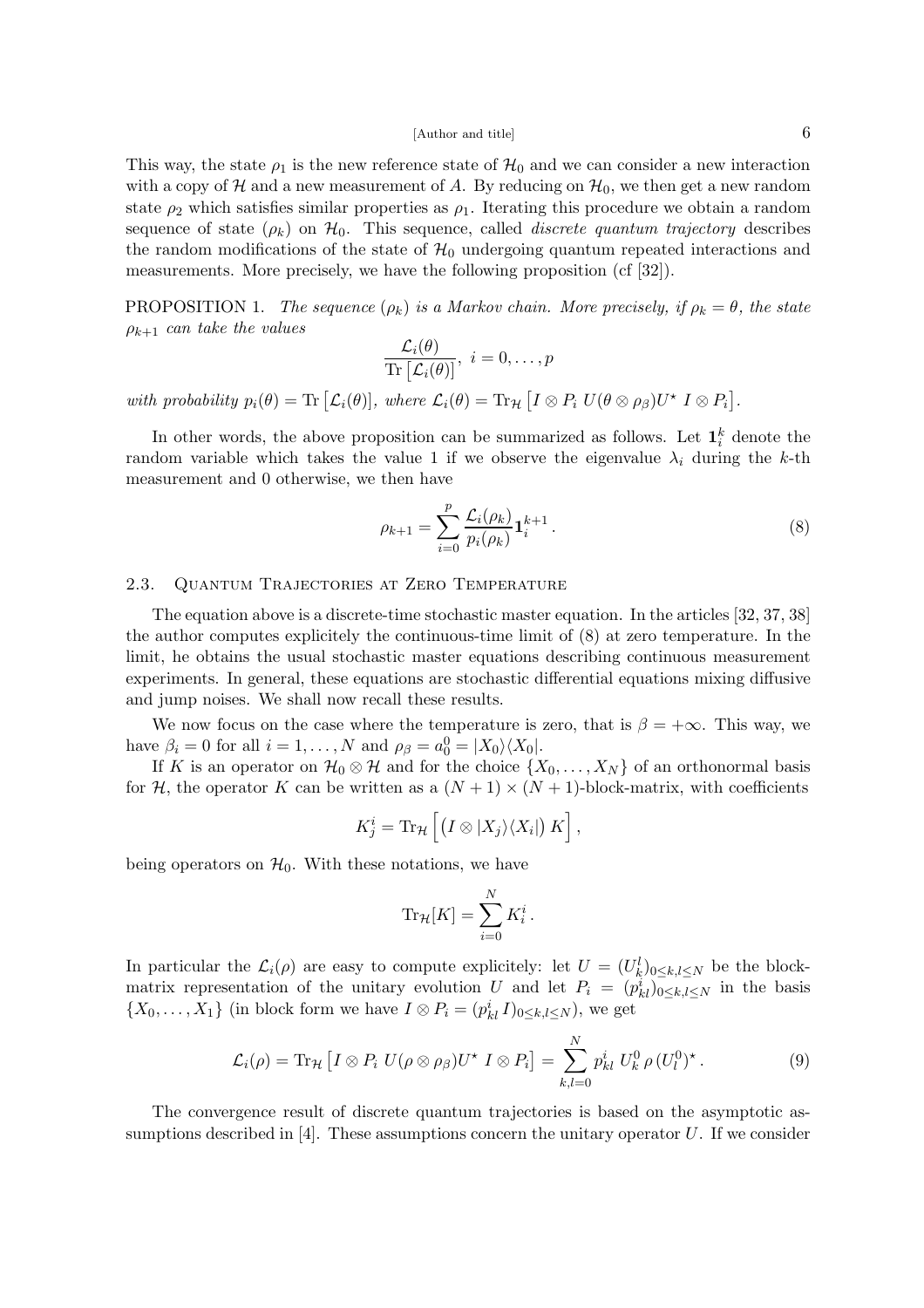This way, the state $\rho_1$ is the new reference state of $\mathcal{H}_0$ and we can consider a new interaction with a copy of $\mathcal{H}$ and a new measurement of $A$. By reducing on $\mathcal{H}_0$, we then get a new random state $\rho_2$ which satisfies similar properties as $\rho_1$. Iterating this procedure we obtain a random sequence of state $(\rho_k)$ on $\mathcal{H}_0$. This sequence, called *discrete quantum trajectory* describes the random modifications of the state of $\mathcal{H}_0$ undergoing quantum repeated interactions and measurements. More precisely, we have the following proposition (cf [32]).

PROPOSITION 1. *The sequence $(\rho_k)$ is a Markov chain. More precisely, if $\rho_k = \theta$, the state $\rho_{k+1}$ can take the values*

$$\frac{\mathcal{L}_i(\theta)}{\mathrm{Tr}\left[\mathcal{L}_i(\theta)\right]},\ i = 0, \ldots, p$$

*with probability $p_i(\theta) = \mathrm{Tr}\left[\mathcal{L}_i(\theta)\right]$, where $\mathcal{L}_i(\theta) = \mathrm{Tr}_{\mathcal{H}}\left[I \otimes P_i\ U(\theta \otimes \rho_\beta)U^\star\ I \otimes P_i\right]$.*

In other words, the above proposition can be summarized as follows. Let $\mathbf{1}_i^k$ denote the random variable which takes the value 1 if we observe the eigenvalue $\lambda_i$ during the $k$-th measurement and 0 otherwise, we then have

$$\rho_{k+1} = \sum_{i=0}^{p} \frac{\mathcal{L}_i(\rho_k)}{p_i(\rho_k)} \mathbf{1}_i^{k+1}. \tag{8}$$

### 2.3. Quantum Trajectories at Zero Temperature

The equation above is a discrete-time stochastic master equation. In the articles [32, 37, 38] the author computes explicitely the continuous-time limit of (8) at zero temperature. In the limit, he obtains the usual stochastic master equations describing continuous measurement experiments. In general, these equations are stochastic differential equations mixing diffusive and jump noises. We shall now recall these results.

We now focus on the case where the temperature is zero, that is $\beta = +\infty$. This way, we have $\beta_i = 0$ for all $i = 1, \ldots, N$ and $\rho_\beta = a_0^0 = |X_0\rangle\langle X_0|$.

If $K$ is an operator on $\mathcal{H}_0 \otimes \mathcal{H}$ and for the choice $\{X_0, \ldots, X_N\}$ of an orthonormal basis for $\mathcal{H}$, the operator $K$ can be written as a $(N+1) \times (N+1)$-block-matrix, with coefficients

$$K_j^i = \mathrm{Tr}_{\mathcal{H}}\left[\left(I \otimes |X_j\rangle\langle X_i|\right) K\right],$$

being operators on $\mathcal{H}_0$. With these notations, we have

$$\mathrm{Tr}_{\mathcal{H}}[K] = \sum_{i=0}^{N} K_i^i\,.$$

In particular the $\mathcal{L}_i(\rho)$ are easy to compute explicitely: let $U = (U_k^l)_{0 \le k,l \le N}$ be the block-matrix representation of the unitary evolution $U$ and let $P_i = (p_{kl}^i)_{0 \le k,l \le N}$ in the basis $\{X_0, \ldots, X_1\}$ (in block form we have $I \otimes P_i = (p_{kl}^i\, I)_{0 \le k,l \le N}$), we get

$$\mathcal{L}_i(\rho) = \mathrm{Tr}_{\mathcal{H}}\left[I \otimes P_i\ U(\rho \otimes \rho_\beta)U^\star\ I \otimes P_i\right] = \sum_{k,l=0}^{N} p_{kl}^i\ U_k^0\, \rho\, (U_l^0)^\star\,. \tag{9}$$

The convergence result of discrete quantum trajectories is based on the asymptotic assumptions described in [4]. These assumptions concern the unitary operator $U$. If we consider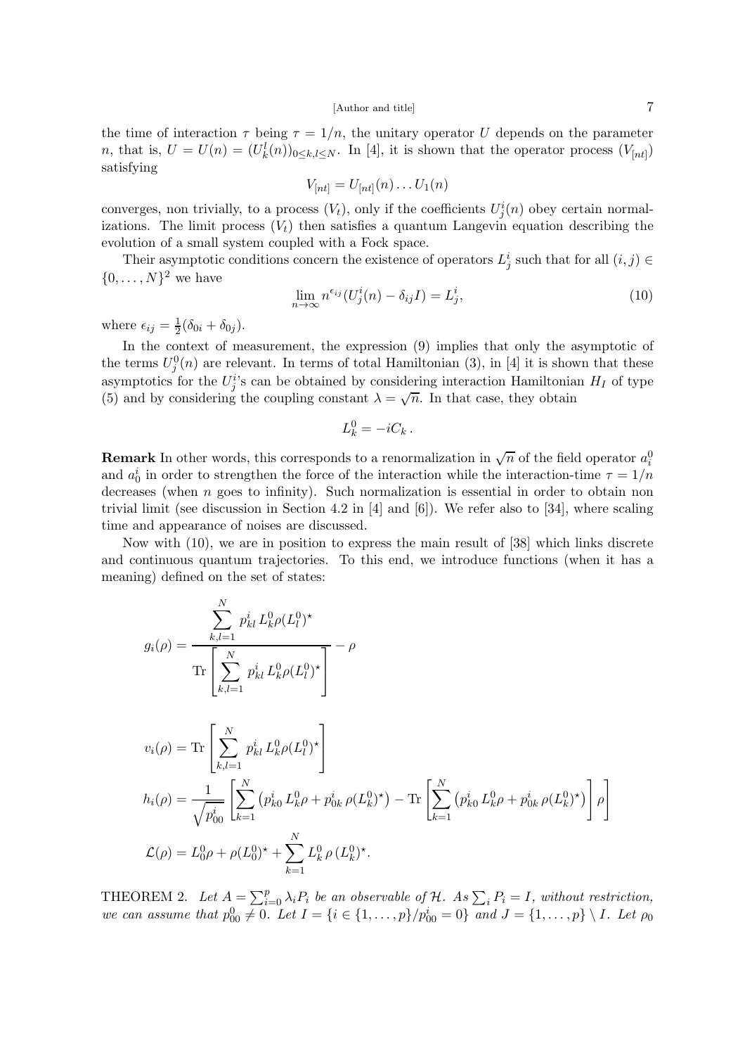the time of interaction $\tau$ being $\tau = 1/n$, the unitary operator $U$ depends on the parameter $n$, that is, $U = U(n) = (U^l_k(n))_{0\leq k,l\leq N}$. In [4], it is shown that the operator process $(V_{[nt]})$ satisfying

$$V_{[nt]} = U_{[nt]}(n) \dots U_1(n)$$

converges, non trivially, to a process $(V_t)$, only if the coefficients $U^i_j(n)$ obey certain normalizations. The limit process $(V_t)$ then satisfies a quantum Langevin equation describing the evolution of a small system coupled with a Fock space.

Their asymptotic conditions concern the existence of operators $L^i_j$ such that for all $(i,j) \in \{0,\dots,N\}^2$ we have

$$\lim_{n\to\infty} n^{\epsilon_{ij}}(U^i_j(n) - \delta_{ij}I) = L^i_j, \tag{10}$$

where $\epsilon_{ij} = \frac{1}{2}(\delta_{0i} + \delta_{0j})$.

In the context of measurement, the expression (9) implies that only the asymptotic of the terms $U^0_j(n)$ are relevant. In terms of total Hamiltonian (3), in [4] it is shown that these asymptotics for the $U^i_j$'s can be obtained by considering interaction Hamiltonian $H_I$ of type (5) and by considering the coupling constant $\lambda = \sqrt{n}$. In that case, they obtain

$$L^0_k = -iC_k\,.$$

**Remark** In other words, this corresponds to a renormalization in $\sqrt{n}$ of the field operator $a^0_i$ and $a^i_0$ in order to strengthen the force of the interaction while the interaction-time $\tau = 1/n$ decreases (when $n$ goes to infinity). Such normalization is essential in order to obtain non trivial limit (see discussion in Section 4.2 in [4] and [6]). We refer also to [34], where scaling time and appearance of noises are discussed.

Now with (10), we are in position to express the main result of [38] which links discrete and continuous quantum trajectories. To this end, we introduce functions (when it has a meaning) defined on the set of states:

$$g_i(\rho) = \frac{\displaystyle\sum_{k,l=1}^N p^i_{kl}\, L^0_k \rho (L^0_l)^\star}{\operatorname{Tr}\left[\displaystyle\sum_{k,l=1}^N p^i_{kl}\, L^0_k \rho (L^0_l)^\star\right]} - \rho$$

$$v_i(\rho) = \operatorname{Tr}\left[\sum_{k,l=1}^N p^i_{kl}\, L^0_k \rho (L^0_l)^\star\right]$$

$$h_i(\rho) = \frac{1}{\sqrt{p^i_{00}}}\left[\sum_{k=1}^N \left(p^i_{k0}\, L^0_k \rho + p^i_{0k}\, \rho (L^0_k)^\star\right) - \operatorname{Tr}\left[\sum_{k=1}^N \left(p^i_{k0}\, L^0_k \rho + p^i_{0k}\, \rho (L^0_k)^\star\right)\right]\rho\right]$$

$$\mathcal{L}(\rho) = L^0_0 \rho + \rho (L^0_0)^\star + \sum_{k=1}^N L^0_k\, \rho\, (L^0_k)^\star.$$

THEOREM 2. *Let $A = \sum_{i=0}^p \lambda_i P_i$ be an observable of $\mathcal{H}$. As $\sum_i P_i = I$, without restriction, we can assume that $p^0_{00} \neq 0$. Let $I = \{i \in \{1,\dots,p\}/p^i_{00} = 0\}$ and $J = \{1,\dots,p\} \setminus I$. Let $\rho_0$*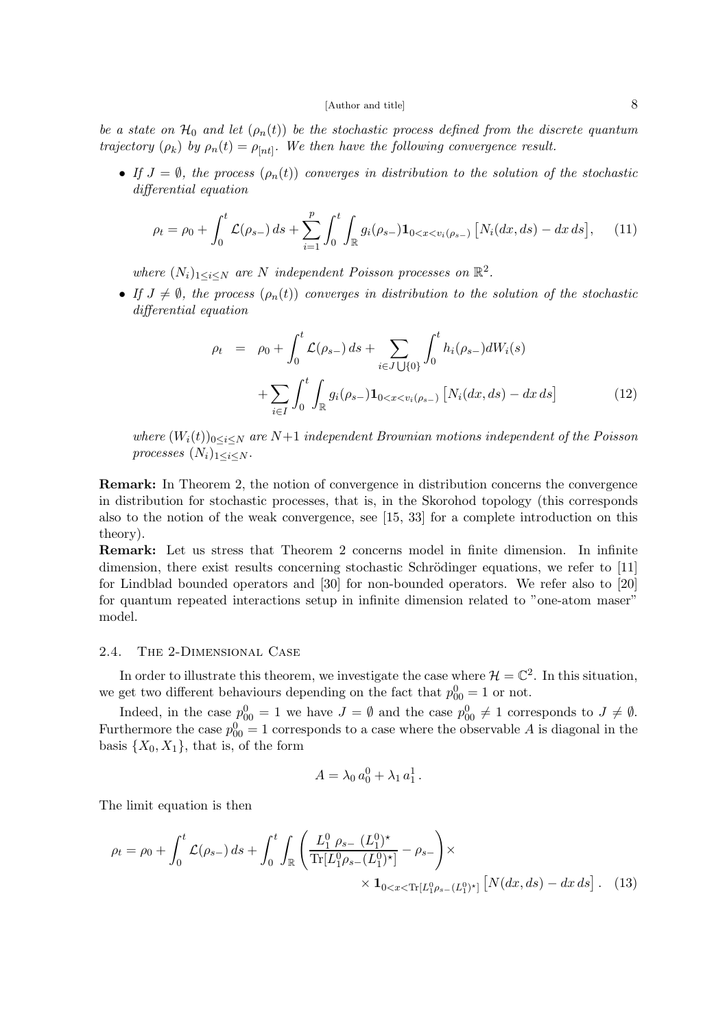*be a state on $\mathcal{H}_0$ and let $(\rho_n(t))$ be the stochastic process defined from the discrete quantum trajectory $(\rho_k)$ by $\rho_n(t) = \rho_{[nt]}$. We then have the following convergence result.*

- *If $J = \emptyset$, the process $(\rho_n(t))$ converges in distribution to the solution of the stochastic differential equation*

$$\rho_t = \rho_0 + \int_0^t \mathcal{L}(\rho_{s-})\,ds + \sum_{i=1}^p \int_0^t \int_{\mathbb{R}} g_i(\rho_{s-}) \mathbf{1}_{0<x<v_i(\rho_{s-})} \big[N_i(dx, ds) - dx\,ds\big], \qquad (11)$$

*where $(N_i)_{1\leq i\leq N}$ are $N$ independent Poisson processes on $\mathbb{R}^2$.*

- *If $J \neq \emptyset$, the process $(\rho_n(t))$ converges in distribution to the solution of the stochastic differential equation*

$$\begin{aligned}\rho_t &= \rho_0 + \int_0^t \mathcal{L}(\rho_{s-})\,ds + \sum_{i\in J\bigcup\{0\}} \int_0^t h_i(\rho_{s-}) dW_i(s) \\ &\quad + \sum_{i\in I} \int_0^t \int_{\mathbb{R}} g_i(\rho_{s-}) \mathbf{1}_{0<x<v_i(\rho_{s-})} \big[N_i(dx, ds) - dx\,ds\big] \qquad (12)\end{aligned}$$

*where $(W_i(t))_{0\leq i\leq N}$ are $N+1$ independent Brownian motions independent of the Poisson processes $(N_i)_{1\leq i\leq N}$.*

**Remark:** In Theorem 2, the notion of convergence in distribution concerns the convergence in distribution for stochastic processes, that is, in the Skorohod topology (this corresponds also to the notion of the weak convergence, see [15, 33] for a complete introduction on this theory).

**Remark:** Let us stress that Theorem 2 concerns model in finite dimension. In infinite dimension, there exist results concerning stochastic Schrödinger equations, we refer to [11] for Lindblad bounded operators and [30] for non-bounded operators. We refer also to [20] for quantum repeated interactions setup in infinite dimension related to "one-atom maser" model.

### 2.4. The 2-Dimensional Case

In order to illustrate this theorem, we investigate the case where $\mathcal{H} = \mathbb{C}^2$. In this situation, we get two different behaviours depending on the fact that $p^0_{00} = 1$ or not.

Indeed, in the case $p^0_{00} = 1$ we have $J = \emptyset$ and the case $p^0_{00} \neq 1$ corresponds to $J \neq \emptyset$. Furthermore the case $p^0_{00} = 1$ corresponds to a case where the observable $A$ is diagonal in the basis $\{X_0, X_1\}$, that is, of the form

$$A = \lambda_0\, a^0_0 + \lambda_1\, a^1_1\,.$$

The limit equation is then

$$\begin{aligned}\rho_t = \rho_0 + \int_0^t \mathcal{L}(\rho_{s-})\,ds + \int_0^t \int_{\mathbb{R}} \left( \frac{L^0_1\, \rho_{s-}\, (L^0_1)^\star}{\mathrm{Tr}[L^0_1 \rho_{s-} (L^0_1)^\star]} - \rho_{s-} \right) \times \\ \times \mathbf{1}_{0<x<\mathrm{Tr}[L^0_1 \rho_{s-} (L^0_1)^\star]} \big[N(dx, ds) - dx\,ds\big]\,. \quad (13)\end{aligned}$$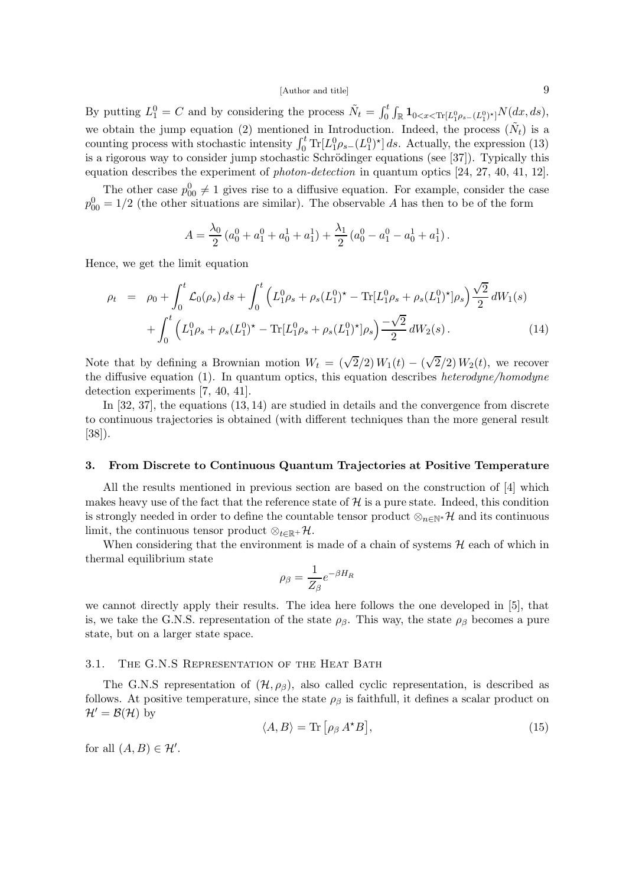By putting $L_1^0 = C$ and by considering the process $\tilde{N}_t = \int_0^t \int_{\mathbb{R}} \mathbf{1}_{0<x<\mathrm{Tr}[L_1^0 \rho_{s-}(L_1^0)^\star]} N(dx, ds)$, we obtain the jump equation (2) mentioned in Introduction. Indeed, the process $(\tilde{N}_t)$ is a counting process with stochastic intensity $\int_0^t \mathrm{Tr}[L_1^0 \rho_{s-}(L_1^0)^\star]\, ds$. Actually, the expression (13) is a rigorous way to consider jump stochastic Schrödinger equations (see [37]). Typically this equation describes the experiment of *photon-detection* in quantum optics [24, 27, 40, 41, 12].

The other case $p_{00}^0 \neq 1$ gives rise to a diffusive equation. For example, consider the case $p_{00}^0 = 1/2$ (the other situations are similar). The observable $A$ has then to be of the form

$$A = \frac{\lambda_0}{2}\left(a_0^0 + a_1^0 + a_0^1 + a_1^1\right) + \frac{\lambda_1}{2}\left(a_0^0 - a_1^0 - a_0^1 + a_1^1\right).$$

Hence, we get the limit equation

$$\begin{aligned} \rho_t &= \rho_0 + \int_0^t \mathcal{L}_0(\rho_s)\, ds + \int_0^t \left(L_1^0 \rho_s + \rho_s (L_1^0)^\star - \mathrm{Tr}[L_1^0 \rho_s + \rho_s (L_1^0)^\star]\rho_s\right) \frac{\sqrt{2}}{2}\, dW_1(s) \\ &\quad + \int_0^t \left(L_1^0 \rho_s + \rho_s (L_1^0)^\star - \mathrm{Tr}[L_1^0 \rho_s + \rho_s (L_1^0)^\star]\rho_s\right) \frac{-\sqrt{2}}{2}\, dW_2(s). \end{aligned} \tag{14}$$

Note that by defining a Brownian motion $W_t = (\sqrt{2}/2)\, W_1(t) - (\sqrt{2}/2)\, W_2(t)$, we recover the diffusive equation (1). In quantum optics, this equation describes *heterodyne/homodyne* detection experiments [7, 40, 41].

In [32, 37], the equations (13, 14) are studied in details and the convergence from discrete to continuous trajectories is obtained (with different techniques than the more general result [38]).

## 3. From Discrete to Continuous Quantum Trajectories at Positive Temperature

All the results mentioned in previous section are based on the construction of [4] which makes heavy use of the fact that the reference state of $\mathcal{H}$ is a pure state. Indeed, this condition is strongly needed in order to define the countable tensor product $\otimes_{n\in\mathbb{N}^*}\mathcal{H}$ and its continuous limit, the continuous tensor product $\otimes_{t\in\mathbb{R}^+}\mathcal{H}$.

When considering that the environment is made of a chain of systems $\mathcal{H}$ each of which in thermal equilibrium state

$$\rho_\beta = \frac{1}{Z_\beta} e^{-\beta H_R}$$

we cannot directly apply their results. The idea here follows the one developed in [5], that is, we take the G.N.S. representation of the state $\rho_\beta$. This way, the state $\rho_\beta$ becomes a pure state, but on a larger state space.

### 3.1. The G.N.S Representation of the Heat Bath

The G.N.S representation of $(\mathcal{H}, \rho_\beta)$, also called cyclic representation, is described as follows. At positive temperature, since the state $\rho_\beta$ is faithfull, it defines a scalar product on $\mathcal{H}' = \mathcal{B}(\mathcal{H})$ by

$$\langle A, B\rangle = \mathrm{Tr}\left[\rho_\beta\, A^\star B\right], \tag{15}$$

for all $(A, B) \in \mathcal{H}'$.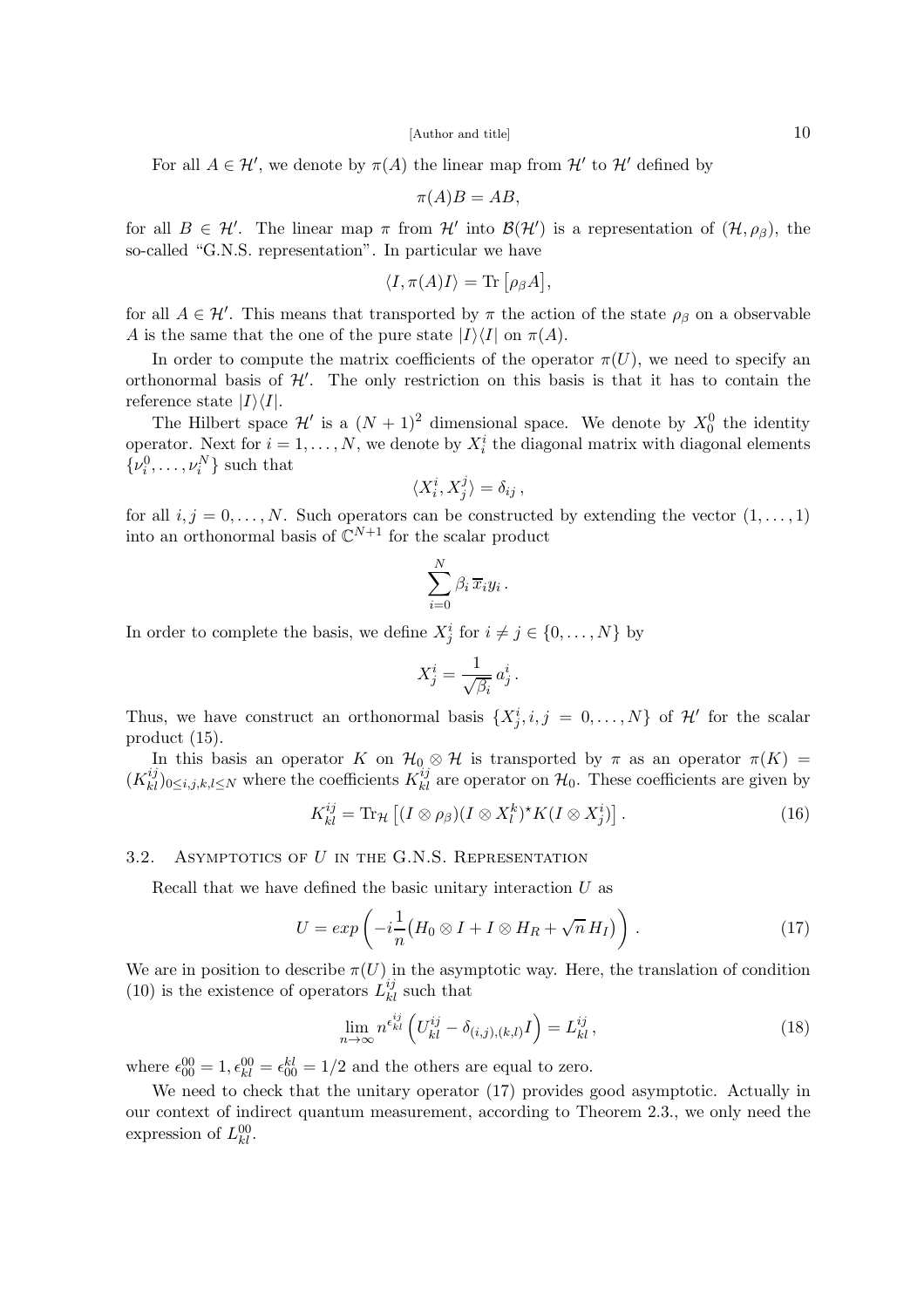For all $A \in \mathcal{H}'$, we denote by $\pi(A)$ the linear map from $\mathcal{H}'$ to $\mathcal{H}'$ defined by

$$\pi(A)B = AB,$$

for all $B \in \mathcal{H}'$. The linear map $\pi$ from $\mathcal{H}'$ into $\mathcal{B}(\mathcal{H}')$ is a representation of $(\mathcal{H}, \rho_\beta)$, the so-called "G.N.S. representation". In particular we have

$$\langle I, \pi(A)I\rangle = \mathrm{Tr}\left[\rho_\beta A\right],$$

for all $A \in \mathcal{H}'$. This means that transported by $\pi$ the action of the state $\rho_\beta$ on a observable $A$ is the same that the one of the pure state $|I\rangle\langle I|$ on $\pi(A)$.

In order to compute the matrix coefficients of the operator $\pi(U)$, we need to specify an orthonormal basis of $\mathcal{H}'$. The only restriction on this basis is that it has to contain the reference state $|I\rangle\langle I|$.

The Hilbert space $\mathcal{H}'$ is a $(N+1)^2$ dimensional space. We denote by $X_0^0$ the identity operator. Next for $i = 1, \ldots, N$, we denote by $X_i^i$ the diagonal matrix with diagonal elements $\{\nu_i^0, \ldots, \nu_i^N\}$ such that

$$\langle X_i^i, X_j^j\rangle = \delta_{ij}\,,$$

for all $i, j = 0, \ldots, N$. Such operators can be constructed by extending the vector $(1, \ldots, 1)$ into an orthonormal basis of $\mathbb{C}^{N+1}$ for the scalar product

$$\sum_{i=0}^{N} \beta_i\, \overline{x}_i y_i\,.$$

In order to complete the basis, we define $X_j^i$ for $i \neq j \in \{0, \ldots, N\}$ by

$$X_j^i = \frac{1}{\sqrt{\beta_i}}\, a_j^i\,.$$

Thus, we have construct an orthonormal basis $\{X_j^i, i, j = 0, \ldots, N\}$ of $\mathcal{H}'$ for the scalar product (15).

In this basis an operator $K$ on $\mathcal{H}_0 \otimes \mathcal{H}$ is transported by $\pi$ as an operator $\pi(K) = (K_{kl}^{ij})_{0\leq i,j,k,l\leq N}$ where the coefficients $K_{kl}^{ij}$ are operator on $\mathcal{H}_0$. These coefficients are given by

$$K_{kl}^{ij} = \mathrm{Tr}_{\mathcal{H}}\left[(I \otimes \rho_\beta)(I \otimes X_l^k)^\star K (I \otimes X_j^i)\right]. \tag{16}$$

## 3.2. Asymptotics of $U$ in the G.N.S. Representation

Recall that we have defined the basic unitary interaction $U$ as

$$U = exp\left(-i\frac{1}{n}\big(H_0 \otimes I + I \otimes H_R + \sqrt{n}\, H_I\big)\right). \tag{17}$$

We are in position to describe $\pi(U)$ in the asymptotic way. Here, the translation of condition (10) is the existence of operators $L_{kl}^{ij}$ such that

$$\lim_{n\to\infty} n^{\epsilon_{kl}^{ij}}\left(U_{kl}^{ij} - \delta_{(i,j),(k,l)} I\right) = L_{kl}^{ij}, \tag{18}$$

where $\epsilon_{00}^{00} = 1, \epsilon_{kl}^{00} = \epsilon_{00}^{kl} = 1/2$ and the others are equal to zero.

We need to check that the unitary operator (17) provides good asymptotic. Actually in our context of indirect quantum measurement, according to Theorem 2.3., we only need the expression of $L_{kl}^{00}$.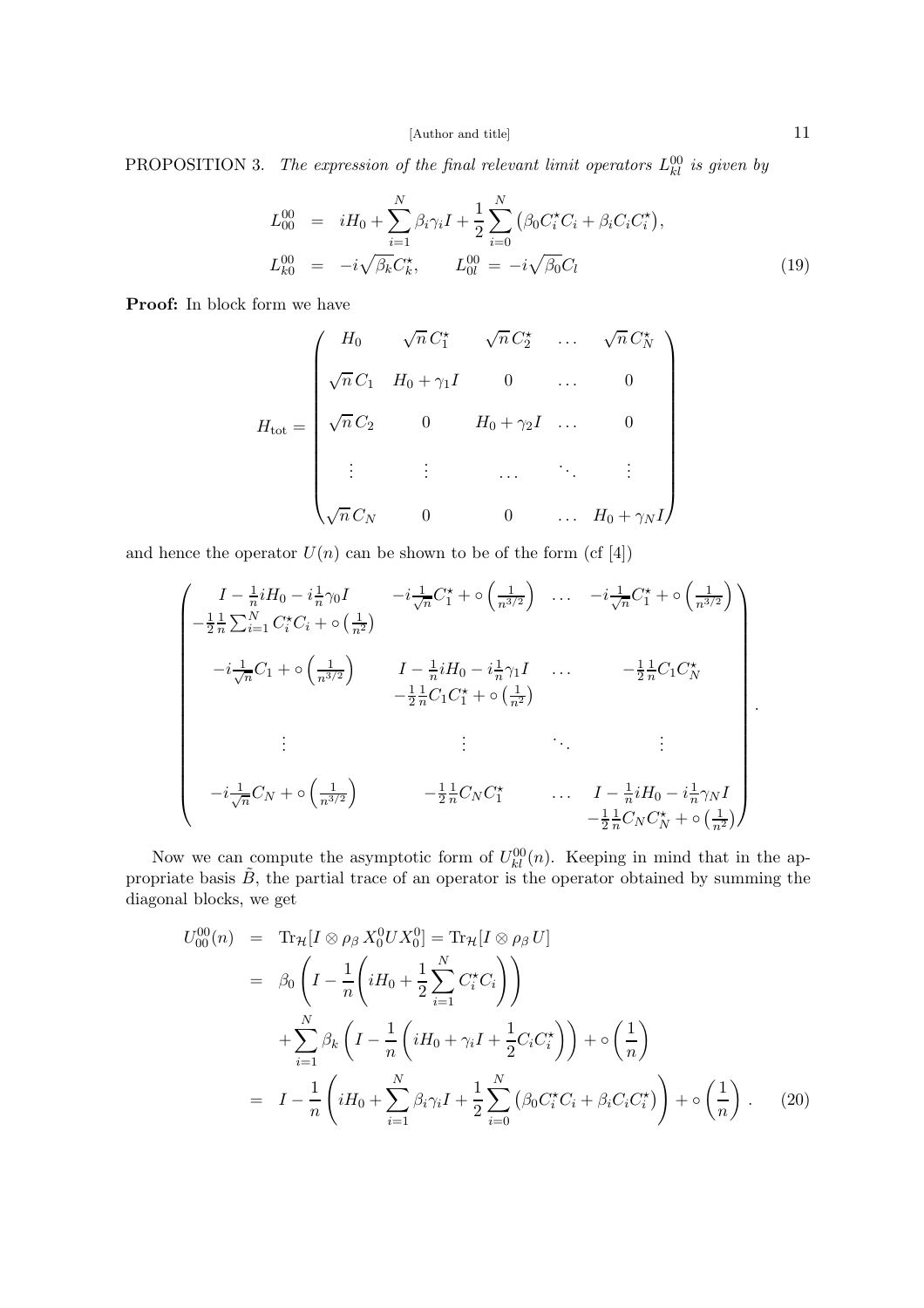PROPOSITION 3. *The expression of the final relevant limit operators $L_{kl}^{00}$ is given by*

$$
\begin{aligned}
L_{00}^{00} &= iH_0 + \sum_{i=1}^{N} \beta_i \gamma_i I + \frac{1}{2} \sum_{i=0}^{N} \left( \beta_0 C_i^\star C_i + \beta_i C_i C_i^\star \right), \\
L_{k0}^{00} &= -i\sqrt{\beta_k} C_k^\star, \qquad L_{0l}^{00} = -i\sqrt{\beta_0} C_l
\end{aligned}
\tag{19}
$$

**Proof:** In block form we have

$$
H_{\mathrm{tot}} = \begin{pmatrix}
H_0 & \sqrt{n}\, C_1^\star & \sqrt{n}\, C_2^\star & \dots & \sqrt{n}\, C_N^\star \\
\sqrt{n}\, C_1 & H_0 + \gamma_1 I & 0 & \dots & 0 \\
\sqrt{n}\, C_2 & 0 & H_0 + \gamma_2 I & \dots & 0 \\
\vdots & \vdots & \dots & \ddots & \vdots \\
\sqrt{n}\, C_N & 0 & 0 & \dots & H_0 + \gamma_N I
\end{pmatrix}
$$

and hence the operator $U(n)$ can be shown to be of the form (cf [4])

$$
\begin{pmatrix}
\begin{matrix} I - \frac{1}{n} i H_0 - i\frac{1}{n}\gamma_0 I \\ -\frac{1}{2}\frac{1}{n}\sum_{i=1}^{N} C_i^\star C_i + \circ\left(\frac{1}{n^2}\right) \end{matrix} & -i\frac{1}{\sqrt{n}} C_1^\star + \circ\left(\frac{1}{n^{3/2}}\right) & \dots & -i\frac{1}{\sqrt{n}} C_1^\star + \circ\left(\frac{1}{n^{3/2}}\right) \\
-i\frac{1}{\sqrt{n}} C_1 + \circ\left(\frac{1}{n^{3/2}}\right) & \begin{matrix} I - \frac{1}{n} i H_0 - i\frac{1}{n}\gamma_1 I \\ -\frac{1}{2}\frac{1}{n} C_1 C_1^\star + \circ\left(\frac{1}{n^2}\right) \end{matrix} & \dots & -\frac{1}{2}\frac{1}{n} C_1 C_N^\star \\
\vdots & \vdots & \ddots & \vdots \\
-i\frac{1}{\sqrt{n}} C_N + \circ\left(\frac{1}{n^{3/2}}\right) & -\frac{1}{2}\frac{1}{n} C_N C_1^\star & \dots & \begin{matrix} I - \frac{1}{n} i H_0 - i\frac{1}{n}\gamma_N I \\ -\frac{1}{2}\frac{1}{n} C_N C_N^\star + \circ\left(\frac{1}{n^2}\right) \end{matrix}
\end{pmatrix}.
$$

Now we can compute the asymptotic form of $U_{kl}^{00}(n)$. Keeping in mind that in the appropriate basis $\tilde{B}$, the partial trace of an operator is the operator obtained by summing the diagonal blocks, we get

$$
\begin{aligned}
U_{00}^{00}(n) &= \mathrm{Tr}_{\mathcal{H}}[I \otimes \rho_\beta\, X_0^0 U X_0^0] = \mathrm{Tr}_{\mathcal{H}}[I \otimes \rho_\beta\, U] \\
&= \beta_0 \left( I - \frac{1}{n} \left( iH_0 + \frac{1}{2} \sum_{i=1}^{N} C_i^\star C_i \right) \right) \\
&\quad + \sum_{i=1}^{N} \beta_k \left( I - \frac{1}{n} \left( iH_0 + \gamma_i I + \frac{1}{2} C_i C_i^\star \right) \right) + \circ\left(\frac{1}{n}\right) \\
&= I - \frac{1}{n} \left( iH_0 + \sum_{i=1}^{N} \beta_i \gamma_i I + \frac{1}{2} \sum_{i=0}^{N} \left( \beta_0 C_i^\star C_i + \beta_i C_i C_i^\star \right) \right) + \circ\left(\frac{1}{n}\right).
\end{aligned}
\tag{20}
$$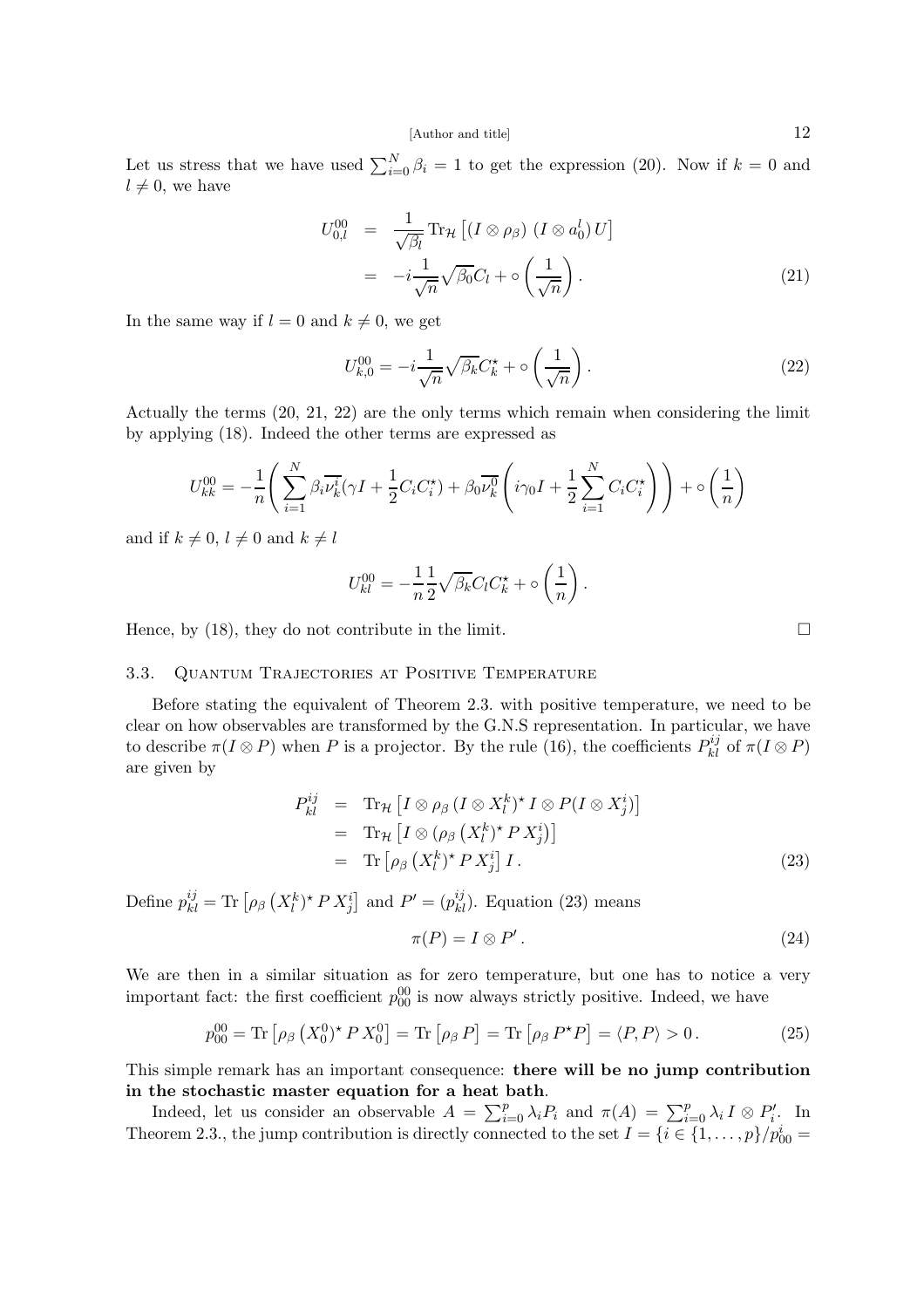Let us stress that we have used $\sum_{i=0}^{N}\beta_i = 1$ to get the expression (20). Now if $k = 0$ and $l \neq 0$, we have

$$
\begin{aligned}
U_{0,l}^{00} &= \frac{1}{\sqrt{\beta_l}}\,\mathrm{Tr}_{\mathcal{H}}\left[(I\otimes\rho_\beta)\;(I\otimes a_0^l)\,U\right] \\
&= -i\frac{1}{\sqrt{n}}\sqrt{\beta_0}C_l + \circ\left(\frac{1}{\sqrt{n}}\right).
\end{aligned} \tag{21}
$$

In the same way if $l = 0$ and $k \neq 0$, we get

$$
U_{k,0}^{00} = -i\frac{1}{\sqrt{n}}\sqrt{\beta_k}C_k^\star + \circ\left(\frac{1}{\sqrt{n}}\right). \tag{22}
$$

Actually the terms (20, 21, 22) are the only terms which remain when considering the limit by applying (18). Indeed the other terms are expressed as

$$
U_{kk}^{00} = -\frac{1}{n}\left(\sum_{i=1}^{N}\beta_i\overline{\nu_k^i}(\gamma I + \frac{1}{2}C_iC_i^\star) + \beta_0\overline{\nu_k^0}\left(i\gamma_0 I + \frac{1}{2}\sum_{i=1}^{N}C_iC_i^\star\right)\right) + \circ\left(\frac{1}{n}\right)
$$

and if $k \neq 0$, $l \neq 0$ and $k \neq l$

$$
U_{kl}^{00} = -\frac{1}{n}\frac{1}{2}\sqrt{\beta_k}C_lC_k^\star + \circ\left(\frac{1}{n}\right).
$$

Hence, by (18), they do not contribute in the limit. $\square$

### 3.3. Quantum Trajectories at Positive Temperature

Before stating the equivalent of Theorem 2.3. with positive temperature, we need to be clear on how observables are transformed by the G.N.S representation. In particular, we have to describe $\pi(I\otimes P)$ when $P$ is a projector. By the rule (16), the coefficients $P_{kl}^{ij}$ of $\pi(I\otimes P)$ are given by

$$
\begin{aligned}
P_{kl}^{ij} &= \mathrm{Tr}_{\mathcal{H}}\left[I\otimes\rho_\beta\,(I\otimes X_l^k)^\star\, I\otimes P(I\otimes X_j^i)\right] \\
&= \mathrm{Tr}_{\mathcal{H}}\left[I\otimes(\rho_\beta\,(X_l^k)^\star\, P\, X_j^i)\right] \\
&= \mathrm{Tr}\left[\rho_\beta\,(X_l^k)^\star\, P\, X_j^i\right] I\,.
\end{aligned} \tag{23}
$$

Define $p_{kl}^{ij} = \mathrm{Tr}\left[\rho_\beta\,(X_l^k)^\star\, P\, X_j^i\right]$ and $P' = (p_{kl}^{ij})$. Equation (23) means

$$
\pi(P) = I\otimes P'\,. \tag{24}
$$

We are then in a similar situation as for zero temperature, but one has to notice a very important fact: the first coefficient $p_{00}^{00}$ is now always strictly positive. Indeed, we have

$$
p_{00}^{00} = \mathrm{Tr}\left[\rho_\beta\,(X_0^0)^\star\, P\, X_0^0\right] = \mathrm{Tr}\left[\rho_\beta\, P\right] = \mathrm{Tr}\left[\rho_\beta\, P^\star P\right] = \langle P, P\rangle > 0\,. \tag{25}
$$

This simple remark has an important consequence: **there will be no jump contribution in the stochastic master equation for a heat bath**.

Indeed, let us consider an observable $A = \sum_{i=0}^{p}\lambda_i P_i$ and $\pi(A) = \sum_{i=0}^{p}\lambda_i\, I\otimes P_i'$. In Theorem 2.3., the jump contribution is directly connected to the set $I = \{i \in \{1,\ldots,p\}/p_{00}^i =$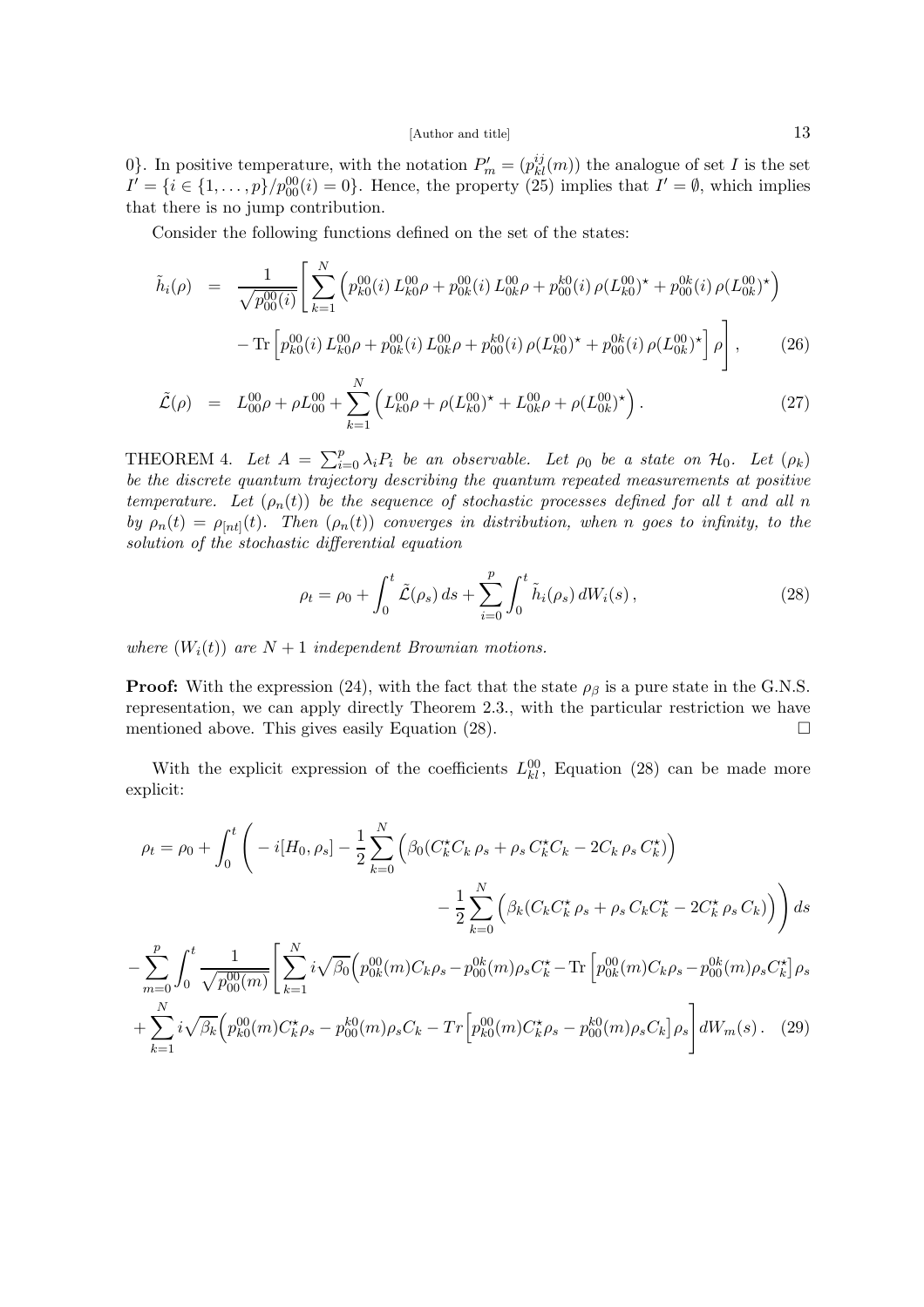0}. In positive temperature, with the notation $P'_m = (p^{ij}_{kl}(m))$ the analogue of set $I$ is the set $I' = \{i \in \{1, \dots, p\} / p^{00}_{00}(i) = 0\}$. Hence, the property (25) implies that $I' = \emptyset$, which implies that there is no jump contribution.

Consider the following functions defined on the set of the states:

$$\begin{aligned}
\tilde{h}_i(\rho) &= \frac{1}{\sqrt{p^{00}_{00}(i)}} \Bigg[ \sum_{k=1}^{N} \left( p^{00}_{k0}(i)\, L^{00}_{k0}\rho + p^{00}_{0k}(i)\, L^{00}_{0k}\rho + p^{k0}_{00}(i)\, \rho (L^{00}_{k0})^\star + p^{0k}_{00}(i)\, \rho (L^{00}_{0k})^\star \right) \\
&\quad - \mathrm{Tr}\left[ p^{00}_{k0}(i)\, L^{00}_{k0}\rho + p^{00}_{0k}(i)\, L^{00}_{0k}\rho + p^{k0}_{00}(i)\, \rho (L^{00}_{k0})^\star + p^{0k}_{00}(i)\, \rho (L^{00}_{0k})^\star \right] \rho \Bigg], \qquad (26)
\end{aligned}$$

$$\tilde{\mathcal{L}}(\rho) = L^{00}_{00}\rho + \rho L^{00}_{00} + \sum_{k=1}^{N} \left( L^{00}_{k0}\rho + \rho (L^{00}_{k0})^\star + L^{00}_{0k}\rho + \rho (L^{00}_{0k})^\star \right). \qquad (27)$$

THEOREM 4. *Let $A = \sum_{i=0}^{p} \lambda_i P_i$ be an observable. Let $\rho_0$ be a state on $\mathcal{H}_0$. Let $(\rho_k)$ be the discrete quantum trajectory describing the quantum repeated measurements at positive temperature. Let $(\rho_n(t))$ be the sequence of stochastic processes defined for all $t$ and all $n$ by $\rho_n(t) = \rho_{[nt]}(t)$. Then $(\rho_n(t))$ converges in distribution, when $n$ goes to infinity, to the solution of the stochastic differential equation*

$$\rho_t = \rho_0 + \int_0^t \tilde{\mathcal{L}}(\rho_s)\, ds + \sum_{i=0}^{p} \int_0^t \tilde{h}_i(\rho_s)\, dW_i(s), \qquad (28)$$

*where $(W_i(t))$ are $N+1$ independent Brownian motions.*

**Proof:** With the expression (24), with the fact that the state $\rho_\beta$ is a pure state in the G.N.S. representation, we can apply directly Theorem 2.3., with the particular restriction we have mentioned above. This gives easily Equation (28). $\square$

With the explicit expression of the coefficients $L^{00}_{kl}$, Equation (28) can be made more explicit:

$$\begin{aligned}
\rho_t = \rho_0 &+ \int_0^t \Bigg( -i[H_0, \rho_s] - \frac{1}{2}\sum_{k=0}^{N} \left( \beta_0 (C_k^\star C_k\, \rho_s + \rho_s\, C_k^\star C_k - 2C_k\, \rho_s\, C_k^\star) \right) \\
&\qquad - \frac{1}{2}\sum_{k=0}^{N} \left( \beta_k (C_k C_k^\star\, \rho_s + \rho_s\, C_k C_k^\star - 2C_k^\star\, \rho_s\, C_k) \right) \Bigg) ds \\
&- \sum_{m=0}^{p} \int_0^t \frac{1}{\sqrt{p^{00}_{00}(m)}} \Bigg[ \sum_{k=1}^{N} i\sqrt{\beta_0} \Big( p^{00}_{0k}(m) C_k \rho_s - p^{0k}_{00}(m) \rho_s C_k^\star - \mathrm{Tr}\left[ p^{00}_{0k}(m) C_k \rho_s - p^{0k}_{00}(m) \rho_s C_k^\star \right] \rho_s \\
&+ \sum_{k=1}^{N} i\sqrt{\beta_k} \Big( p^{00}_{k0}(m) C_k^\star \rho_s - p^{k0}_{00}(m) \rho_s C_k - Tr\left[ p^{00}_{k0}(m) C_k^\star \rho_s - p^{k0}_{00}(m) \rho_s C_k \right] \rho_s \Bigg] dW_m(s). \qquad (29)
\end{aligned}$$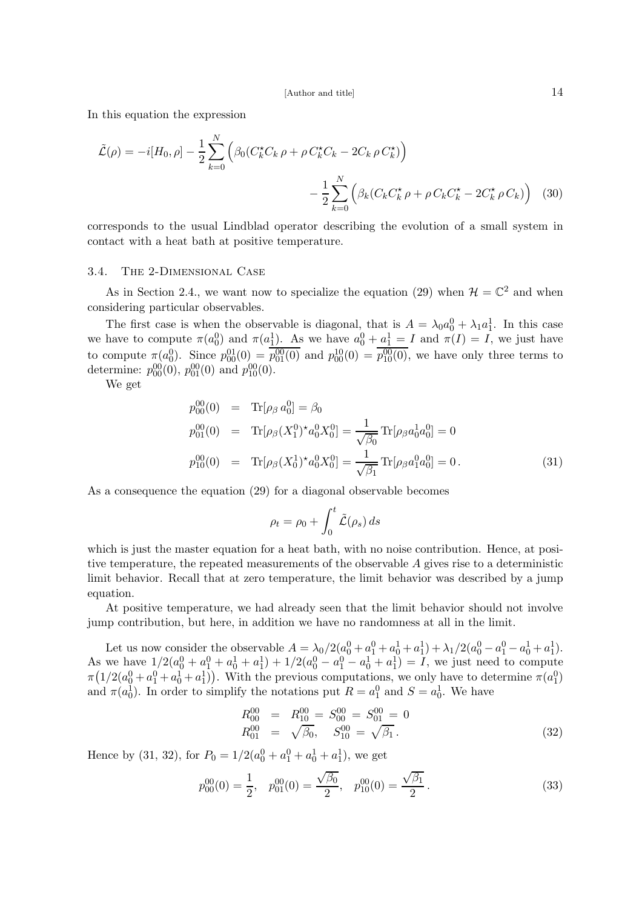In this equation the expression

$$\tilde{\mathcal{L}}(\rho) = -i[H_0, \rho] - \frac{1}{2}\sum_{k=0}^{N}\Big(\beta_0(C_k^\star C_k\,\rho + \rho\, C_k^\star C_k - 2C_k\,\rho\, C_k^\star)\Big) - \frac{1}{2}\sum_{k=0}^{N}\Big(\beta_k(C_k C_k^\star\,\rho + \rho\, C_k C_k^\star - 2C_k^\star\,\rho\, C_k)\Big) \quad (30)$$

corresponds to the usual Lindblad operator describing the evolution of a small system in contact with a heat bath at positive temperature.

### 3.4. The 2-Dimensional Case

As in Section 2.4., we want now to specialize the equation (29) when $\mathcal{H} = \mathbb{C}^2$ and when considering particular observables.

The first case is when the observable is diagonal, that is $A = \lambda_0 a_0^0 + \lambda_1 a_1^1$. In this case we have to compute $\pi(a_0^0)$ and $\pi(a_1^1)$. As we have $a_0^0 + a_1^1 = I$ and $\pi(I) = I$, we just have to compute $\pi(a_0^0)$. Since $p_{00}^{01}(0) = \overline{p_{01}^{00}(0)}$ and $p_{00}^{10}(0) = \overline{p_{10}^{00}(0)}$, we have only three terms to determine: $p_{00}^{00}(0)$, $p_{01}^{00}(0)$ and $p_{10}^{00}(0)$.

We get

$$\begin{aligned}
p_{00}^{00}(0) &= \mathrm{Tr}[\rho_\beta\, a_0^0] = \beta_0 \\
p_{01}^{00}(0) &= \mathrm{Tr}[\rho_\beta (X_1^0)^\star a_0^0 X_0^0] = \frac{1}{\sqrt{\beta_0}}\,\mathrm{Tr}[\rho_\beta a_0^1 a_0^0] = 0 \\
p_{10}^{00}(0) &= \mathrm{Tr}[\rho_\beta (X_0^1)^\star a_0^0 X_0^0] = \frac{1}{\sqrt{\beta_1}}\,\mathrm{Tr}[\rho_\beta a_1^0 a_0^0] = 0\,.
\end{aligned} \quad (31)$$

As a consequence the equation (29) for a diagonal observable becomes

$$\rho_t = \rho_0 + \int_0^t \tilde{\mathcal{L}}(\rho_s)\, ds$$

which is just the master equation for a heat bath, with no noise contribution. Hence, at positive temperature, the repeated measurements of the observable $A$ gives rise to a deterministic limit behavior. Recall that at zero temperature, the limit behavior was described by a jump equation.

At positive temperature, we had already seen that the limit behavior should not involve jump contribution, but here, in addition we have no randomness at all in the limit.

Let us now consider the observable $A = \lambda_0/2(a_0^0 + a_1^0 + a_0^1 + a_1^1) + \lambda_1/2(a_0^0 - a_1^0 - a_0^1 + a_1^1)$. As we have $1/2(a_0^0 + a_1^0 + a_0^1 + a_1^1) + 1/2(a_0^0 - a_1^0 - a_0^1 + a_1^1) = I$, we just need to compute $\pi\big(1/2(a_0^0 + a_1^0 + a_0^1 + a_1^1)\big)$. With the previous computations, we only have to determine $\pi(a_1^0)$ and $\pi(a_0^1)$. In order to simplify the notations put $R = a_1^0$ and $S = a_0^1$. We have

$$\begin{aligned}
R_{00}^{00} &= R_{10}^{00} = S_{00}^{00} = S_{01}^{00} = 0 \\
R_{01}^{00} &= \sqrt{\beta_0}, \quad S_{10}^{00} = \sqrt{\beta_1}\,.
\end{aligned} \quad (32)$$

Hence by (31, 32), for $P_0 = 1/2(a_0^0 + a_1^0 + a_0^1 + a_1^1)$, we get

$$p_{00}^{00}(0) = \frac{1}{2}, \quad p_{01}^{00}(0) = \frac{\sqrt{\beta_0}}{2}, \quad p_{10}^{00}(0) = \frac{\sqrt{\beta_1}}{2}\,. \quad (33)$$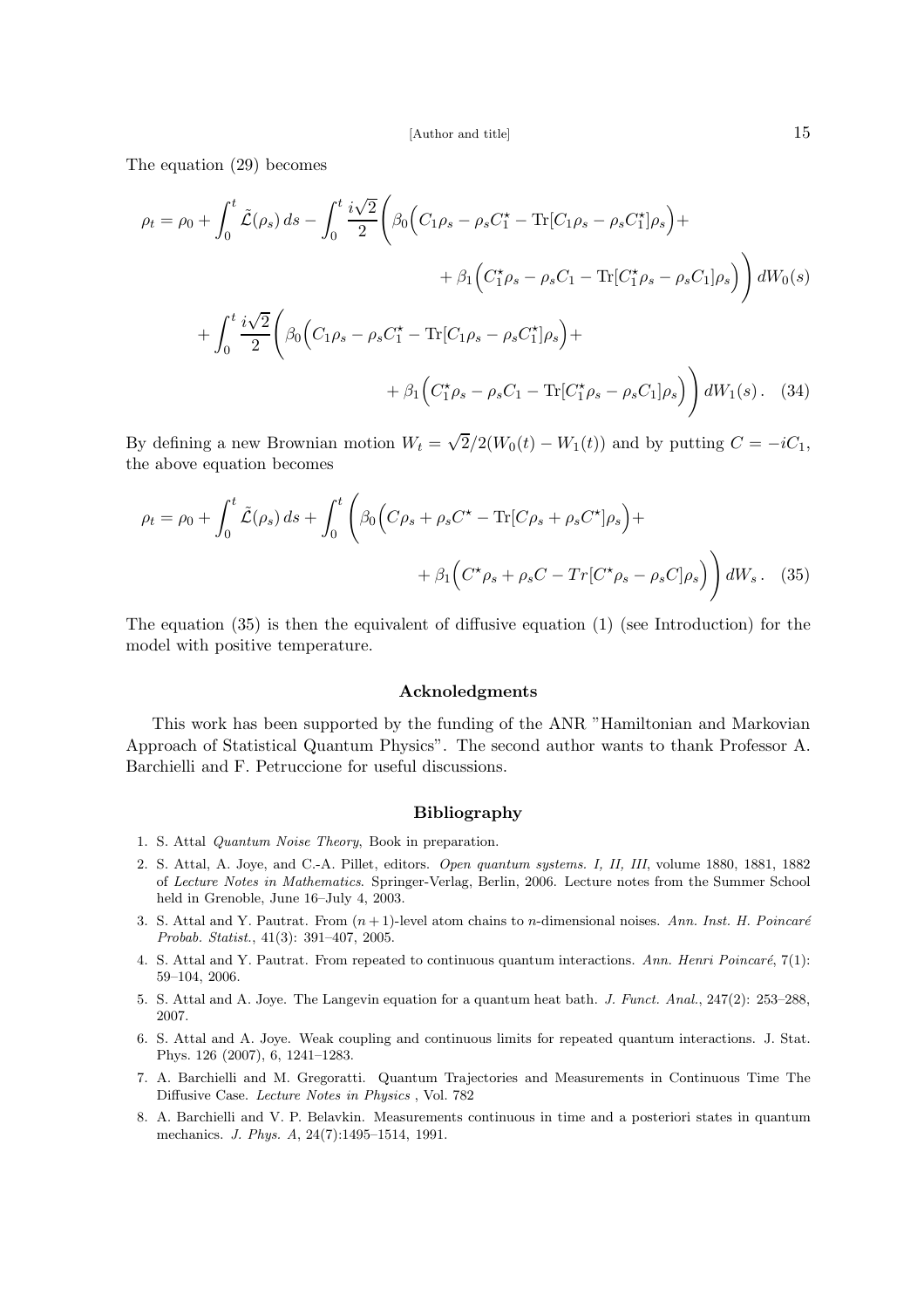The equation (29) becomes

$$
\begin{aligned}
\rho_t = \rho_0 + \int_0^t \tilde{\mathcal{L}}(\rho_s)\, ds - \int_0^t \frac{i\sqrt{2}}{2} \Bigg( \beta_0 \Big( C_1\rho_s - \rho_s C_1^\star - \mathrm{Tr}[C_1\rho_s - \rho_s C_1^\star]\rho_s \Big) + \\
+ \beta_1 \Big( C_1^\star \rho_s - \rho_s C_1 - \mathrm{Tr}[C_1^\star \rho_s - \rho_s C_1]\rho_s \Big) \Bigg) \, dW_0(s) \\
+ \int_0^t \frac{i\sqrt{2}}{2} \Bigg( \beta_0 \Big( C_1\rho_s - \rho_s C_1^\star - \mathrm{Tr}[C_1\rho_s - \rho_s C_1^\star]\rho_s \Big) + \\
+ \beta_1 \Big( C_1^\star \rho_s - \rho_s C_1 - \mathrm{Tr}[C_1^\star \rho_s - \rho_s C_1]\rho_s \Big) \Bigg) \, dW_1(s) \,. \quad (34)
\end{aligned}
$$

By defining a new Brownian motion $W_t = \sqrt{2}/2(W_0(t) - W_1(t))$ and by putting $C = -iC_1$, the above equation becomes

$$
\begin{aligned}
\rho_t = \rho_0 + \int_0^t \tilde{\mathcal{L}}(\rho_s)\, ds + \int_0^t \Bigg( \beta_0 \Big( C\rho_s + \rho_s C^\star - \mathrm{Tr}[C\rho_s + \rho_s C^\star]\rho_s \Big) + \\
+ \beta_1 \Big( C^\star \rho_s + \rho_s C - Tr[C^\star \rho_s - \rho_s C]\rho_s \Big) \Bigg) \, dW_s \,. \quad (35)
\end{aligned}
$$

The equation (35) is then the equivalent of diffusive equation (1) (see Introduction) for the model with positive temperature.

## Acknoledgments

This work has been supported by the funding of the ANR "Hamiltonian and Markovian Approach of Statistical Quantum Physics". The second author wants to thank Professor A. Barchielli and F. Petruccione for useful discussions.

## Bibliography

1. S. Attal *Quantum Noise Theory*, Book in preparation.
2. S. Attal, A. Joye, and C.-A. Pillet, editors. *Open quantum systems. I, II, III*, volume 1880, 1881, 1882 of *Lecture Notes in Mathematics*. Springer-Verlag, Berlin, 2006. Lecture notes from the Summer School held in Grenoble, June 16–July 4, 2003.
3. S. Attal and Y. Pautrat. From $(n+1)$-level atom chains to $n$-dimensional noises. *Ann. Inst. H. Poincaré Probab. Statist.*, 41(3): 391–407, 2005.
4. S. Attal and Y. Pautrat. From repeated to continuous quantum interactions. *Ann. Henri Poincaré*, 7(1): 59–104, 2006.
5. S. Attal and A. Joye. The Langevin equation for a quantum heat bath. *J. Funct. Anal.*, 247(2): 253–288, 2007.
6. S. Attal and A. Joye. Weak coupling and continuous limits for repeated quantum interactions. J. Stat. Phys. 126 (2007), 6, 1241–1283.
7. A. Barchielli and M. Gregoratti. Quantum Trajectories and Measurements in Continuous Time The Diffusive Case. *Lecture Notes in Physics* , Vol. 782
8. A. Barchielli and V. P. Belavkin. Measurements continuous in time and a posteriori states in quantum mechanics. *J. Phys. A*, 24(7):1495–1514, 1991.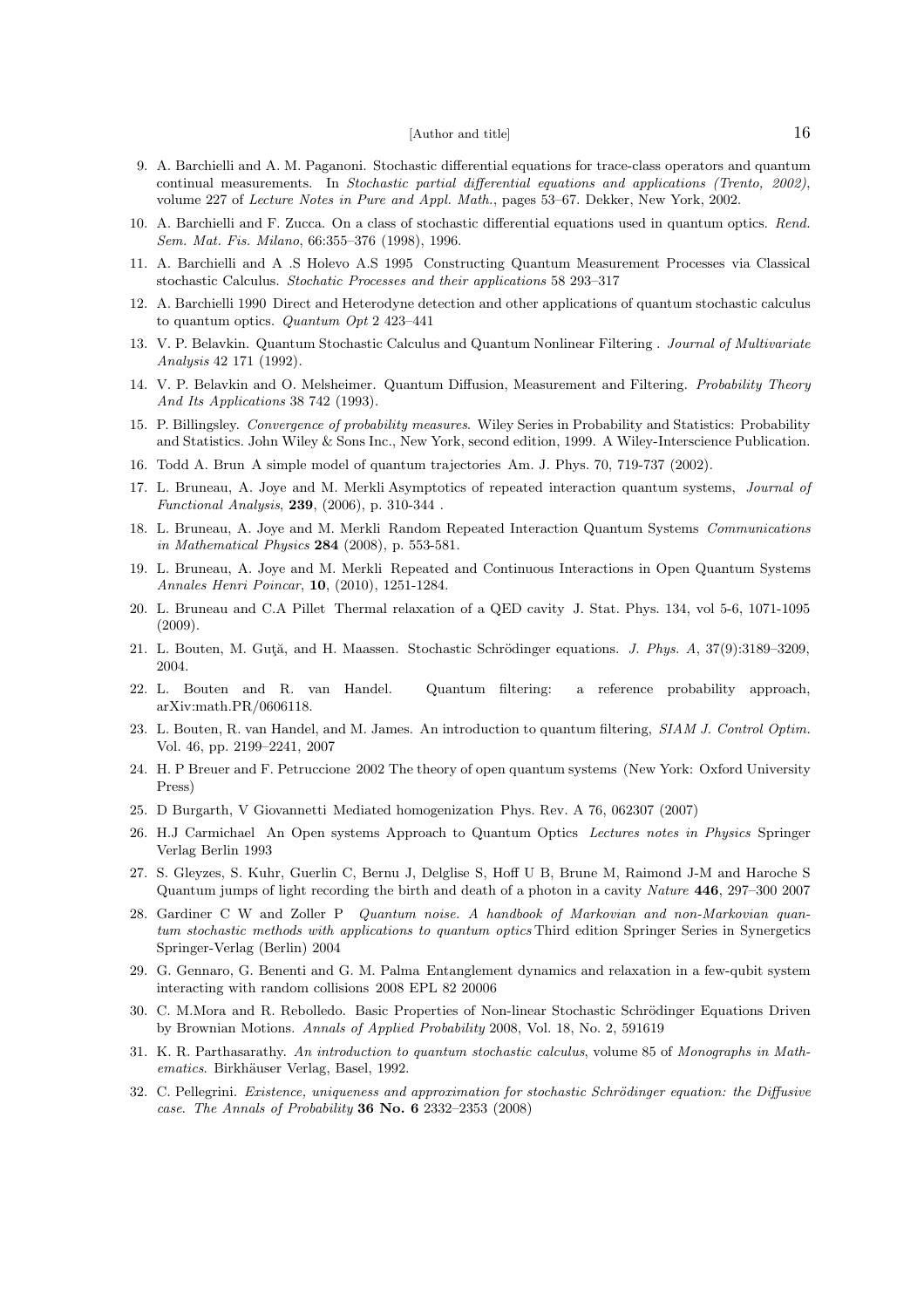9. A. Barchielli and A. M. Paganoni. Stochastic differential equations for trace-class operators and quantum continual measurements. In *Stochastic partial differential equations and applications (Trento, 2002)*, volume 227 of *Lecture Notes in Pure and Appl. Math.*, pages 53–67. Dekker, New York, 2002.

10. A. Barchielli and F. Zucca. On a class of stochastic differential equations used in quantum optics. *Rend. Sem. Mat. Fis. Milano*, 66:355–376 (1998), 1996.

11. A. Barchielli and A .S Holevo A.S 1995 Constructing Quantum Measurement Processes via Classical stochastic Calculus. *Stochatic Processes and their applications* 58 293–317

12. A. Barchielli 1990 Direct and Heterodyne detection and other applications of quantum stochastic calculus to quantum optics. *Quantum Opt* 2 423–441

13. V. P. Belavkin. Quantum Stochastic Calculus and Quantum Nonlinear Filtering . *Journal of Multivariate Analysis* 42 171 (1992).

14. V. P. Belavkin and O. Melsheimer. Quantum Diffusion, Measurement and Filtering. *Probability Theory And Its Applications* 38 742 (1993).

15. P. Billingsley. *Convergence of probability measures*. Wiley Series in Probability and Statistics: Probability and Statistics. John Wiley & Sons Inc., New York, second edition, 1999. A Wiley-Interscience Publication.

16. Todd A. Brun A simple model of quantum trajectories Am. J. Phys. 70, 719-737 (2002).

17. L. Bruneau, A. Joye and M. Merkli Asymptotics of repeated interaction quantum systems, *Journal of Functional Analysis*, **239**, (2006), p. 310-344 .

18. L. Bruneau, A. Joye and M. Merkli Random Repeated Interaction Quantum Systems *Communications in Mathematical Physics* **284** (2008), p. 553-581.

19. L. Bruneau, A. Joye and M. Merkli Repeated and Continuous Interactions in Open Quantum Systems *Annales Henri Poincar*, **10**, (2010), 1251-1284.

20. L. Bruneau and C.A Pillet Thermal relaxation of a QED cavity J. Stat. Phys. 134, vol 5-6, 1071-1095 (2009).

21. L. Bouten, M. Guţă, and H. Maassen. Stochastic Schrödinger equations. *J. Phys. A*, 37(9):3189–3209, 2004.

22. L. Bouten and R. van Handel. Quantum filtering: a reference probability approach, arXiv:math.PR/0606118.

23. L. Bouten, R. van Handel, and M. James. An introduction to quantum filtering, *SIAM J. Control Optim.* Vol. 46, pp. 2199–2241, 2007

24. H. P Breuer and F. Petruccione 2002 The theory of open quantum systems (New York: Oxford University Press)

25. D Burgarth, V Giovannetti Mediated homogenization Phys. Rev. A 76, 062307 (2007)

26. H.J Carmichael An Open systems Approach to Quantum Optics *Lectures notes in Physics* Springer Verlag Berlin 1993

27. S. Gleyzes, S. Kuhr, Guerlin C, Bernu J, Delglise S, Hoff U B, Brune M, Raimond J-M and Haroche S Quantum jumps of light recording the birth and death of a photon in a cavity *Nature* **446**, 297–300 2007

28. Gardiner C W and Zoller P *Quantum noise. A handbook of Markovian and non-Markovian quantum stochastic methods with applications to quantum optics* Third edition Springer Series in Synergetics Springer-Verlag (Berlin) 2004

29. G. Gennaro, G. Benenti and G. M. Palma Entanglement dynamics and relaxation in a few-qubit system interacting with random collisions 2008 EPL 82 20006

30. C. M.Mora and R. Rebolledo. Basic Properties of Non-linear Stochastic Schrödinger Equations Driven by Brownian Motions. *Annals of Applied Probability* 2008, Vol. 18, No. 2, 591619

31. K. R. Parthasarathy. *An introduction to quantum stochastic calculus*, volume 85 of *Monographs in Mathematics*. Birkhäuser Verlag, Basel, 1992.

32. C. Pellegrini. *Existence, uniqueness and approximation for stochastic Schrödinger equation: the Diffusive case. The Annals of Probability* **36 No. 6** 2332–2353 (2008)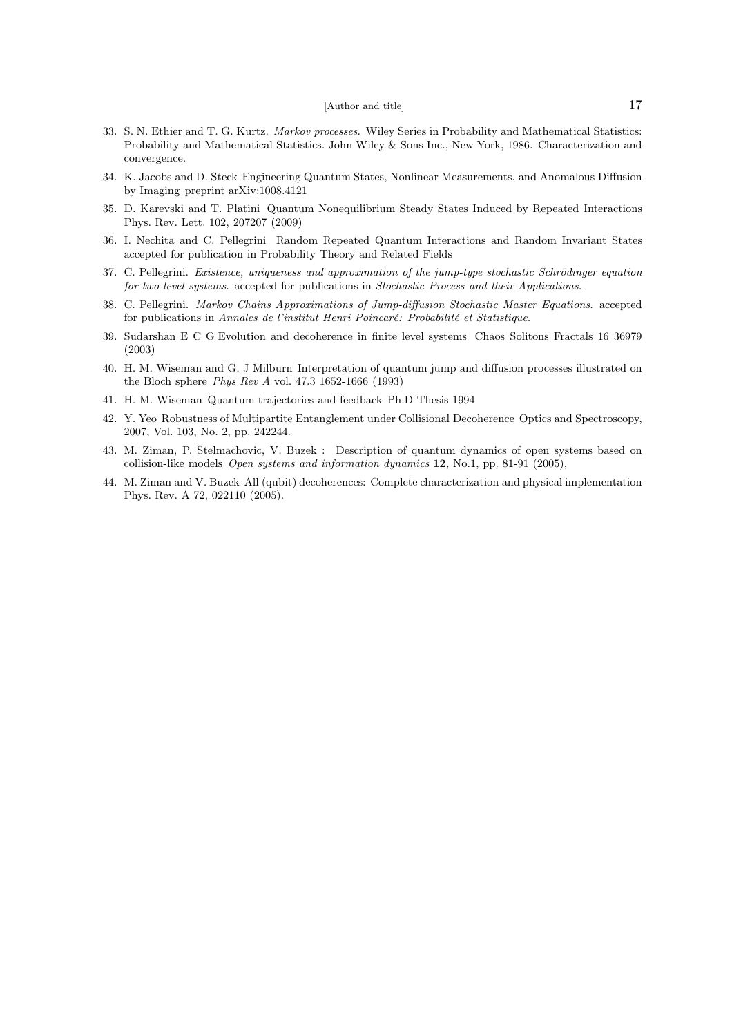33. S. N. Ethier and T. G. Kurtz. *Markov processes*. Wiley Series in Probability and Mathematical Statistics: Probability and Mathematical Statistics. John Wiley & Sons Inc., New York, 1986. Characterization and convergence.

34. K. Jacobs and D. Steck Engineering Quantum States, Nonlinear Measurements, and Anomalous Diffusion by Imaging preprint arXiv:1008.4121

35. D. Karevski and T. Platini Quantum Nonequilibrium Steady States Induced by Repeated Interactions Phys. Rev. Lett. 102, 207207 (2009)

36. I. Nechita and C. Pellegrini Random Repeated Quantum Interactions and Random Invariant States accepted for publication in Probability Theory and Related Fields

37. C. Pellegrini. *Existence, uniqueness and approximation of the jump-type stochastic Schrödinger equation for two-level systems.* accepted for publications in *Stochastic Process and their Applications*.

38. C. Pellegrini. *Markov Chains Approximations of Jump-diffusion Stochastic Master Equations.* accepted for publications in *Annales de l'institut Henri Poincaré: Probabilité et Statistique*.

39. Sudarshan E C G Evolution and decoherence in finite level systems Chaos Solitons Fractals 16 36979 (2003)

40. H. M. Wiseman and G. J Milburn Interpretation of quantum jump and diffusion processes illustrated on the Bloch sphere *Phys Rev A* vol. 47.3 1652-1666 (1993)

41. H. M. Wiseman Quantum trajectories and feedback Ph.D Thesis 1994

42. Y. Yeo Robustness of Multipartite Entanglement under Collisional Decoherence Optics and Spectroscopy, 2007, Vol. 103, No. 2, pp. 242244.

43. M. Ziman, P. Stelmachovic, V. Buzek : Description of quantum dynamics of open systems based on collision-like models *Open systems and information dynamics* **12**, No.1, pp. 81-91 (2005),

44. M. Ziman and V. Buzek All (qubit) decoherences: Complete characterization and physical implementation Phys. Rev. A 72, 022110 (2005).